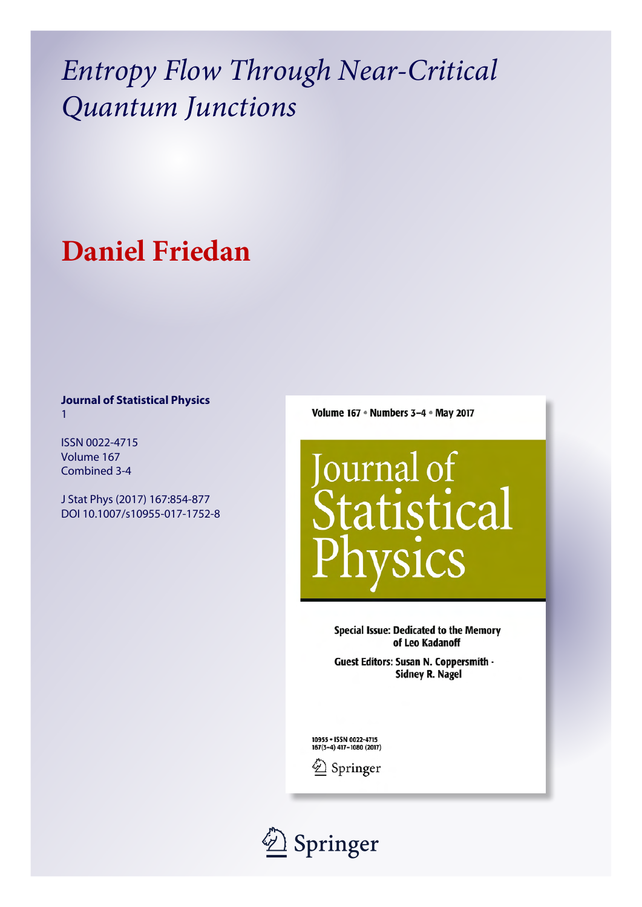# *Entropy Flow Through Near-Critical Quantum Junctions*

# **Daniel Friedan**

**Journal of Statistical Physics**
1

ISSN 0022-4715
Volume 167
Combined 3-4

J Stat Phys (2017) 167:854-877
DOI 10.1007/s10955-017-1752-8

**Volume 167 • Numbers 3–4 • May 2017**

Journal of Statistical Physics

**Special Issue: Dedicated to the Memory of Leo Kadanoff**

**Guest Editors: Susan N. Coppersmith · Sidney R. Nagel**

10955 • ISSN 0022-4715
167(3–4) 417–1080 (2017)

Springer

Springer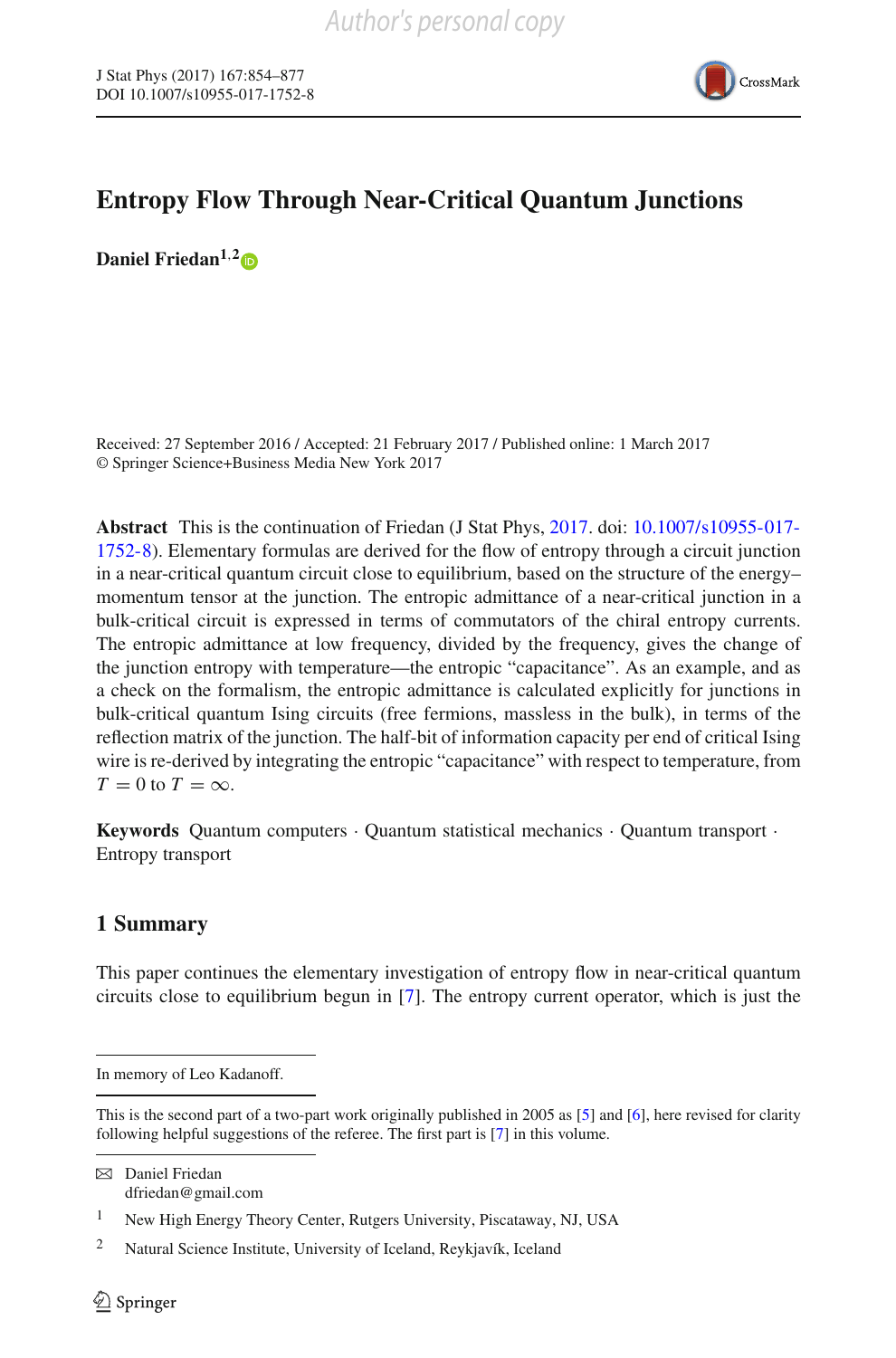# Entropy Flow Through Near-Critical Quantum Junctions

**Daniel Friedan**[1,2]

Received: 27 September 2016 / Accepted: 21 February 2017 / Published online: 1 March 2017
© Springer Science+Business Media New York 2017

**Abstract** This is the continuation of Friedan (J Stat Phys, 2017. doi: 10.1007/s10955-017-1752-8). Elementary formulas are derived for the flow of entropy through a circuit junction in a near-critical quantum circuit close to equilibrium, based on the structure of the energy–momentum tensor at the junction. The entropic admittance of a near-critical junction in a bulk-critical circuit is expressed in terms of commutators of the chiral entropy currents. The entropic admittance at low frequency, divided by the frequency, gives the change of the junction entropy with temperature—the entropic "capacitance". As an example, and as a check on the formalism, the entropic admittance is calculated explicitly for junctions in bulk-critical quantum Ising circuits (free fermions, massless in the bulk), in terms of the reflection matrix of the junction. The half-bit of information capacity per end of critical Ising wire is re-derived by integrating the entropic "capacitance" with respect to temperature, from $T = 0$ to $T = \infty$.

**Keywords** Quantum computers · Quantum statistical mechanics · Quantum transport · Entropy transport

## 1 Summary

This paper continues the elementary investigation of entropy flow in near-critical quantum circuits close to equilibrium begun in [7]. The entropy current operator, which is just the

---

In memory of Leo Kadanoff.

This is the second part of a two-part work originally published in 2005 as [5] and [6], here revised for clarity following helpful suggestions of the referee. The first part is [7] in this volume.

---

✉ Daniel Friedan
dfriedan@gmail.com

1 New High Energy Theory Center, Rutgers University, Piscataway, NJ, USA

2 Natural Science Institute, University of Iceland, Reykjavík, Iceland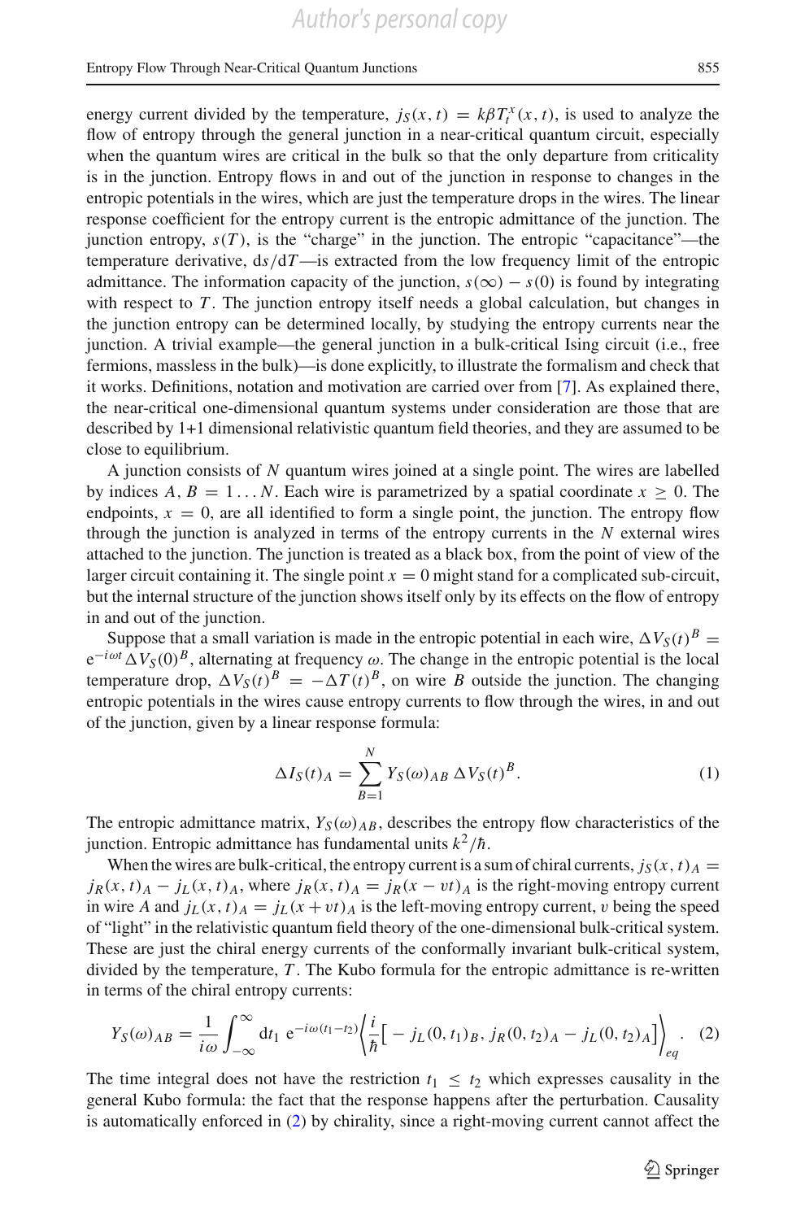energy current divided by the temperature, $j_S(x,t) = k\beta T_t^{\,x}(x,t)$, is used to analyze the flow of entropy through the general junction in a near-critical quantum circuit, especially when the quantum wires are critical in the bulk so that the only departure from criticality is in the junction. Entropy flows in and out of the junction in response to changes in the entropic potentials in the wires, which are just the temperature drops in the wires. The linear response coefficient for the entropy current is the entropic admittance of the junction. The junction entropy, $s(T)$, is the "charge" in the junction. The entropic "capacitance"—the temperature derivative, $\mathrm{d}s/\mathrm{d}T$—is extracted from the low frequency limit of the entropic admittance. The information capacity of the junction, $s(\infty) - s(0)$ is found by integrating with respect to $T$. The junction entropy itself needs a global calculation, but changes in the junction entropy can be determined locally, by studying the entropy currents near the junction. A trivial example—the general junction in a bulk-critical Ising circuit (i.e., free fermions, massless in the bulk)—is done explicitly, to illustrate the formalism and check that it works. Definitions, notation and motivation are carried over from [7]. As explained there, the near-critical one-dimensional quantum systems under consideration are those that are described by 1+1 dimensional relativistic quantum field theories, and they are assumed to be close to equilibrium.

A junction consists of $N$ quantum wires joined at a single point. The wires are labelled by indices $A, B = 1 \ldots N$. Each wire is parametrized by a spatial coordinate $x \geq 0$. The endpoints, $x = 0$, are all identified to form a single point, the junction. The entropy flow through the junction is analyzed in terms of the entropy currents in the $N$ external wires attached to the junction. The junction is treated as a black box, from the point of view of the larger circuit containing it. The single point $x = 0$ might stand for a complicated sub-circuit, but the internal structure of the junction shows itself only by its effects on the flow of entropy in and out of the junction.

Suppose that a small variation is made in the entropic potential in each wire, $\Delta V_S(t)^B = \mathrm{e}^{-i\omega t}\Delta V_S(0)^B$, alternating at frequency $\omega$. The change in the entropic potential is the local temperature drop, $\Delta V_S(t)^B = -\Delta T(t)^B$, on wire $B$ outside the junction. The changing entropic potentials in the wires cause entropy currents to flow through the wires, in and out of the junction, given by a linear response formula:

$$\Delta I_S(t)_A = \sum_{B=1}^{N} Y_S(\omega)_{AB}\, \Delta V_S(t)^B. \tag{1}$$

The entropic admittance matrix, $Y_S(\omega)_{AB}$, describes the entropy flow characteristics of the junction. Entropic admittance has fundamental units $k^2/\hbar$.

When the wires are bulk-critical, the entropy current is a sum of chiral currents, $j_S(x,t)_A = j_R(x,t)_A - j_L(x,t)_A$, where $j_R(x,t)_A = j_R(x - vt)_A$ is the right-moving entropy current in wire $A$ and $j_L(x,t)_A = j_L(x + vt)_A$ is the left-moving entropy current, $v$ being the speed of "light" in the relativistic quantum field theory of the one-dimensional bulk-critical system. These are just the chiral energy currents of the conformally invariant bulk-critical system, divided by the temperature, $T$. The Kubo formula for the entropic admittance is re-written in terms of the chiral entropy currents:

$$Y_S(\omega)_{AB} = \frac{1}{i\omega}\int_{-\infty}^{\infty} \mathrm{d}t_1\; \mathrm{e}^{-i\omega(t_1 - t_2)} \left\langle \frac{i}{\hbar}\big[ -j_L(0,t_1)_B,\, j_R(0,t_2)_A - j_L(0,t_2)_A \big] \right\rangle_{eq}. \tag{2}$$

The time integral does not have the restriction $t_1 \leq t_2$ which expresses causality in the general Kubo formula: the fact that the response happens after the perturbation. Causality is automatically enforced in (2) by chirality, since a right-moving current cannot affect the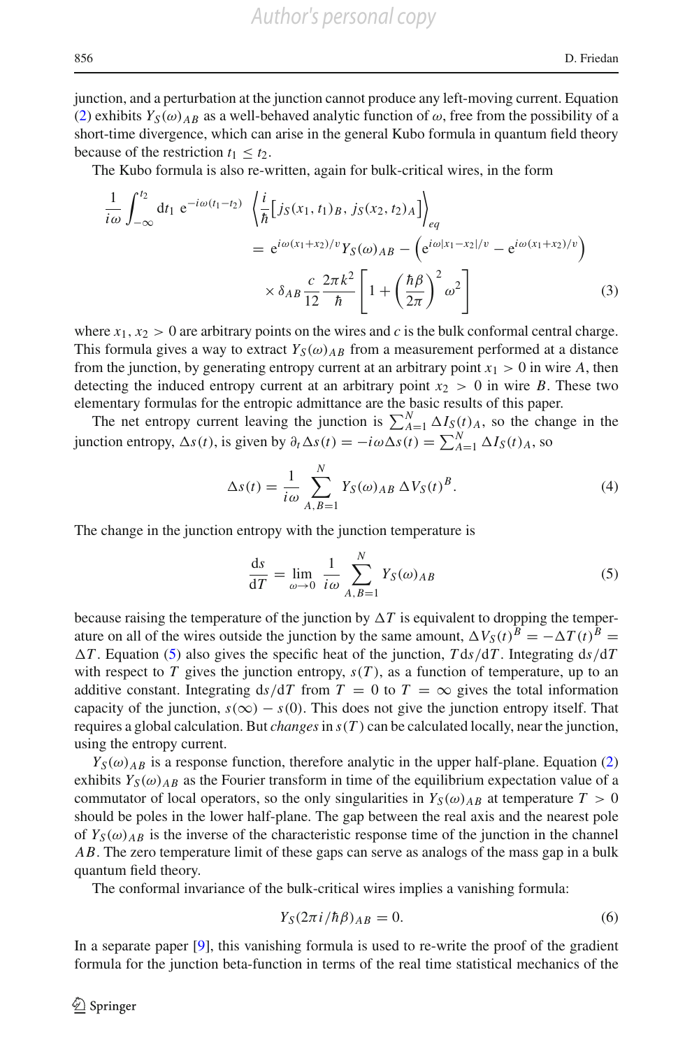junction, and a perturbation at the junction cannot produce any left-moving current. Equation (2) exhibits $Y_S(\omega)_{AB}$ as a well-behaved analytic function of $\omega$, free from the possibility of a short-time divergence, which can arise in the general Kubo formula in quantum field theory because of the restriction $t_1 \leq t_2$.

The Kubo formula is also re-written, again for bulk-critical wires, in the form

$$
\begin{aligned}
\frac{1}{i\omega} \int_{-\infty}^{t_2} \mathrm{d}t_1 \; \mathrm{e}^{-i\omega(t_1 - t_2)} \; \left\langle \frac{i}{\hbar} \left[ j_S(x_1, t_1)_B, \, j_S(x_2, t_2)_A \right] \right\rangle_{eq} \\
= \mathrm{e}^{i\omega(x_1+x_2)/v} Y_S(\omega)_{AB} - \left( \mathrm{e}^{i\omega|x_1-x_2|/v} - \mathrm{e}^{i\omega(x_1+x_2)/v} \right) \\
\times \delta_{AB} \frac{c}{12} \frac{2\pi k^2}{\hbar} \left[ 1 + \left( \frac{\hbar \beta}{2\pi} \right)^2 \omega^2 \right]
\end{aligned}
\tag{3}
$$

where $x_1, x_2 > 0$ are arbitrary points on the wires and $c$ is the bulk conformal central charge. This formula gives a way to extract $Y_S(\omega)_{AB}$ from a measurement performed at a distance from the junction, by generating entropy current at an arbitrary point $x_1 > 0$ in wire $A$, then detecting the induced entropy current at an arbitrary point $x_2 > 0$ in wire $B$. These two elementary formulas for the entropic admittance are the basic results of this paper.

The net entropy current leaving the junction is $\sum_{A=1}^{N} \Delta I_S(t)_A$, so the change in the junction entropy, $\Delta s(t)$, is given by $\partial_t \Delta s(t) = -i\omega \Delta s(t) = \sum_{A=1}^{N} \Delta I_S(t)_A$, so

$$
\Delta s(t) = \frac{1}{i\omega} \sum_{A,B=1}^{N} Y_S(\omega)_{AB} \, \Delta V_S(t)^B. \tag{4}
$$

The change in the junction entropy with the junction temperature is

$$
\frac{\mathrm{d}s}{\mathrm{d}T} = \lim_{\omega \to 0} \frac{1}{i\omega} \sum_{A,B=1}^{N} Y_S(\omega)_{AB} \tag{5}
$$

because raising the temperature of the junction by $\Delta T$ is equivalent to dropping the temperature on all of the wires outside the junction by the same amount, $\Delta V_S(t)^B = -\Delta T(t)^B = \Delta T$. Equation (5) also gives the specific heat of the junction, $T \mathrm{d}s/\mathrm{d}T$. Integrating $\mathrm{d}s/\mathrm{d}T$ with respect to $T$ gives the junction entropy, $s(T)$, as a function of temperature, up to an additive constant. Integrating $\mathrm{d}s/\mathrm{d}T$ from $T = 0$ to $T = \infty$ gives the total information capacity of the junction, $s(\infty) - s(0)$. This does not give the junction entropy itself. That requires a global calculation. But *changes* in $s(T)$ can be calculated locally, near the junction, using the entropy current.

$Y_S(\omega)_{AB}$ is a response function, therefore analytic in the upper half-plane. Equation (2) exhibits $Y_S(\omega)_{AB}$ as the Fourier transform in time of the equilibrium expectation value of a commutator of local operators, so the only singularities in $Y_S(\omega)_{AB}$ at temperature $T > 0$ should be poles in the lower half-plane. The gap between the real axis and the nearest pole of $Y_S(\omega)_{AB}$ is the inverse of the characteristic response time of the junction in the channel $AB$. The zero temperature limit of these gaps can serve as analogs of the mass gap in a bulk quantum field theory.

The conformal invariance of the bulk-critical wires implies a vanishing formula:

$$
Y_S(2\pi i/\hbar\beta)_{AB} = 0. \tag{6}
$$

In a separate paper [9], this vanishing formula is used to re-write the proof of the gradient formula for the junction beta-function in terms of the real time statistical mechanics of the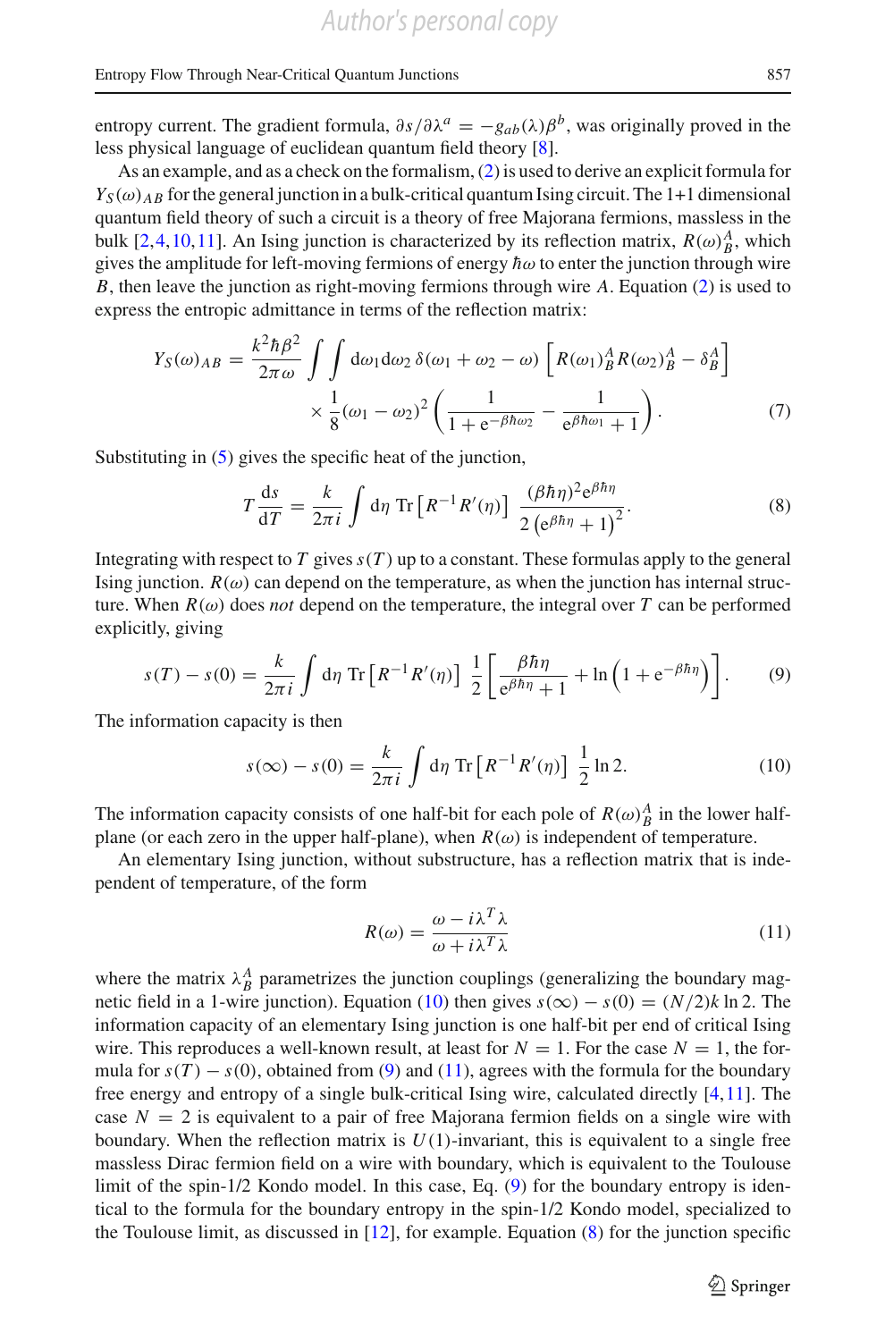entropy current. The gradient formula, $\partial s/\partial \lambda^a = -g_{ab}(\lambda)\beta^b$, was originally proved in the less physical language of euclidean quantum field theory [8].

As an example, and as a check on the formalism, (2) is used to derive an explicit formula for $Y_S(\omega)_{AB}$ for the general junction in a bulk-critical quantum Ising circuit. The 1+1 dimensional quantum field theory of such a circuit is a theory of free Majorana fermions, massless in the bulk [2,4,10,11]. An Ising junction is characterized by its reflection matrix, $R(\omega)^A_B$, which gives the amplitude for left-moving fermions of energy $\hbar\omega$ to enter the junction through wire $B$, then leave the junction as right-moving fermions through wire $A$. Equation (2) is used to express the entropic admittance in terms of the reflection matrix:

$$Y_S(\omega)_{AB} = \frac{k^2\hbar\beta^2}{2\pi\omega}\int\int \mathrm{d}\omega_1 \mathrm{d}\omega_2\, \delta(\omega_1+\omega_2-\omega)\left[R(\omega_1)^A_B R(\omega_2)^A_B - \delta^A_B\right] \times \frac{1}{8}(\omega_1-\omega_2)^2\left(\frac{1}{1+\mathrm{e}^{-\beta\hbar\omega_2}} - \frac{1}{\mathrm{e}^{\beta\hbar\omega_1}+1}\right). \tag{7}$$

Substituting in (5) gives the specific heat of the junction,

$$T\frac{\mathrm{d}s}{\mathrm{d}T} = \frac{k}{2\pi i}\int \mathrm{d}\eta\ \mathrm{Tr}\left[R^{-1}R'(\eta)\right]\frac{(\beta\hbar\eta)^2\mathrm{e}^{\beta\hbar\eta}}{2\left(\mathrm{e}^{\beta\hbar\eta}+1\right)^2}. \tag{8}$$

Integrating with respect to $T$ gives $s(T)$ up to a constant. These formulas apply to the general Ising junction. $R(\omega)$ can depend on the temperature, as when the junction has internal structure. When $R(\omega)$ does *not* depend on the temperature, the integral over $T$ can be performed explicitly, giving

$$s(T)-s(0) = \frac{k}{2\pi i}\int \mathrm{d}\eta\ \mathrm{Tr}\left[R^{-1}R'(\eta)\right]\ \frac{1}{2}\left[\frac{\beta\hbar\eta}{\mathrm{e}^{\beta\hbar\eta}+1} + \ln\left(1+\mathrm{e}^{-\beta\hbar\eta}\right)\right]. \tag{9}$$

The information capacity is then

$$s(\infty)-s(0) = \frac{k}{2\pi i}\int \mathrm{d}\eta\ \mathrm{Tr}\left[R^{-1}R'(\eta)\right]\ \frac{1}{2}\ln 2. \tag{10}$$

The information capacity consists of one half-bit for each pole of $R(\omega)^A_B$ in the lower half-plane (or each zero in the upper half-plane), when $R(\omega)$ is independent of temperature.

An elementary Ising junction, without substructure, has a reflection matrix that is independent of temperature, of the form

$$R(\omega) = \frac{\omega - i\lambda^T\lambda}{\omega + i\lambda^T\lambda} \tag{11}$$

where the matrix $\lambda^A_B$ parametrizes the junction couplings (generalizing the boundary magnetic field in a 1-wire junction). Equation (10) then gives $s(\infty)-s(0) = (N/2)k\ln 2$. The information capacity of an elementary Ising junction is one half-bit per end of critical Ising wire. This reproduces a well-known result, at least for $N=1$. For the case $N=1$, the formula for $s(T)-s(0)$, obtained from (9) and (11), agrees with the formula for the boundary free energy and entropy of a single bulk-critical Ising wire, calculated directly [4,11]. The case $N=2$ is equivalent to a pair of free Majorana fermion fields on a single wire with boundary. When the reflection matrix is $U(1)$-invariant, this is equivalent to a single free massless Dirac fermion field on a wire with boundary, which is equivalent to the Toulouse limit of the spin-1/2 Kondo model. In this case, Eq. (9) for the boundary entropy is identical to the formula for the boundary entropy in the spin-1/2 Kondo model, specialized to the Toulouse limit, as discussed in [12], for example. Equation (8) for the junction specific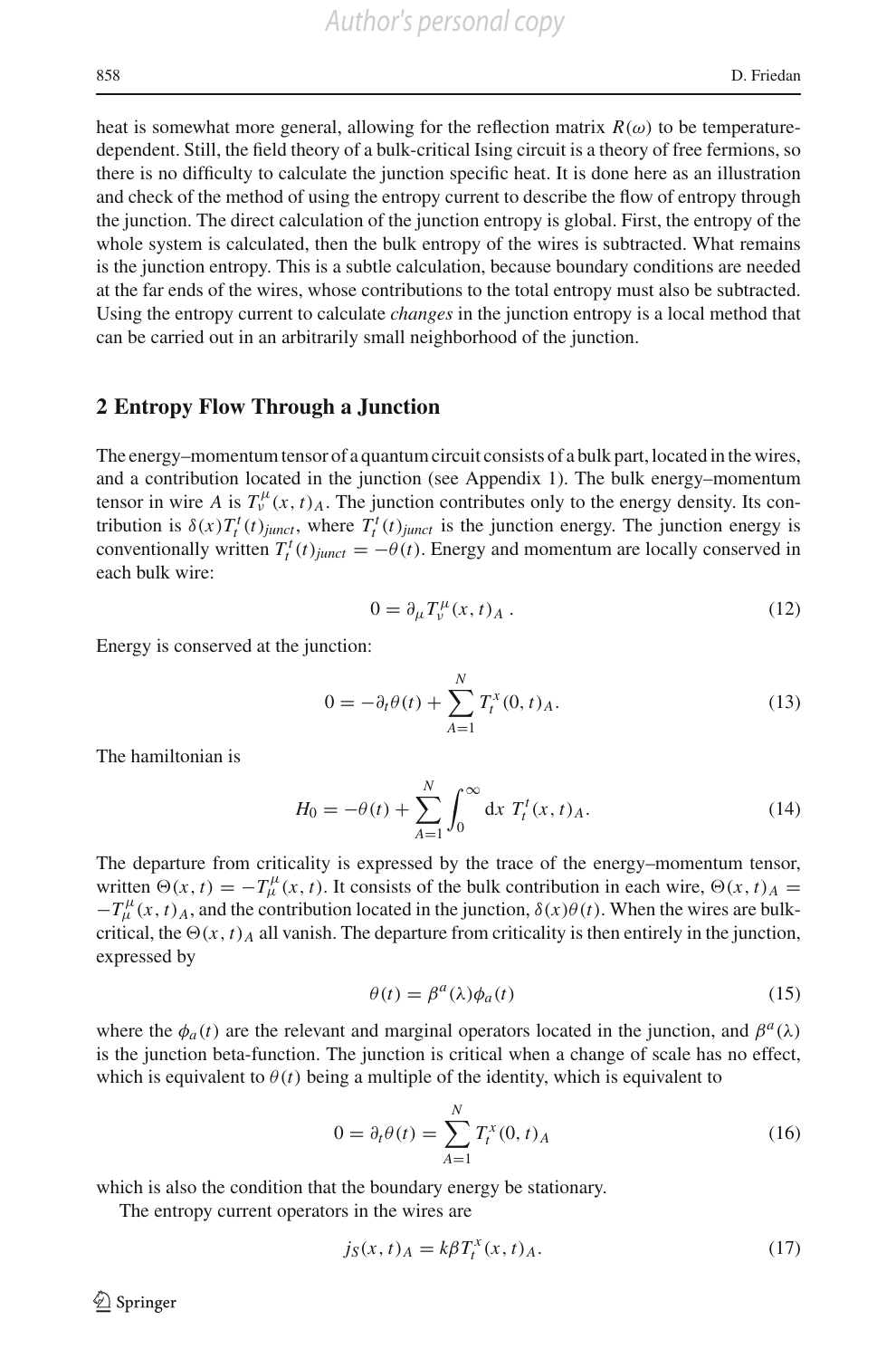heat is somewhat more general, allowing for the reflection matrix $R(\omega)$ to be temperature-dependent. Still, the field theory of a bulk-critical Ising circuit is a theory of free fermions, so there is no difficulty to calculate the junction specific heat. It is done here as an illustration and check of the method of using the entropy current to describe the flow of entropy through the junction. The direct calculation of the junction entropy is global. First, the entropy of the whole system is calculated, then the bulk entropy of the wires is subtracted. What remains is the junction entropy. This is a subtle calculation, because boundary conditions are needed at the far ends of the wires, whose contributions to the total entropy must also be subtracted. Using the entropy current to calculate *changes* in the junction entropy is a local method that can be carried out in an arbitrarily small neighborhood of the junction.

## 2 Entropy Flow Through a Junction

The energy–momentum tensor of a quantum circuit consists of a bulk part, located in the wires, and a contribution located in the junction (see Appendix 1). The bulk energy–momentum tensor in wire $A$ is $T^{\mu}_{\nu}(x,t)_A$. The junction contributes only to the energy density. Its contribution is $\delta(x)T^{t}_{t}(t)_{junct}$, where $T^{t}_{t}(t)_{junct}$ is the junction energy. The junction energy is conventionally written $T^{t}_{t}(t)_{junct} = -\theta(t)$. Energy and momentum are locally conserved in each bulk wire:

$$0 = \partial_{\mu} T^{\mu}_{\nu}(x,t)_A\,. \tag{12}$$

Energy is conserved at the junction:

$$0 = -\partial_t \theta(t) + \sum_{A=1}^{N} T^{x}_{t}(0,t)_A. \tag{13}$$

The hamiltonian is

$$H_0 = -\theta(t) + \sum_{A=1}^{N} \int_0^{\infty} \mathrm{d}x\ T^{t}_{t}(x,t)_A. \tag{14}$$

The departure from criticality is expressed by the trace of the energy–momentum tensor, written $\Theta(x,t) = -T^{\mu}_{\mu}(x,t)$. It consists of the bulk contribution in each wire, $\Theta(x,t)_A = -T^{\mu}_{\mu}(x,t)_A$, and the contribution located in the junction, $\delta(x)\theta(t)$. When the wires are bulk-critical, the $\Theta(x,t)_A$ all vanish. The departure from criticality is then entirely in the junction, expressed by

$$\theta(t) = \beta^{a}(\lambda)\phi_a(t) \tag{15}$$

where the $\phi_a(t)$ are the relevant and marginal operators located in the junction, and $\beta^{a}(\lambda)$ is the junction beta-function. The junction is critical when a change of scale has no effect, which is equivalent to $\theta(t)$ being a multiple of the identity, which is equivalent to

$$0 = \partial_t \theta(t) = \sum_{A=1}^{N} T^{x}_{t}(0,t)_A \tag{16}$$

which is also the condition that the boundary energy be stationary.

The entropy current operators in the wires are

$$j_S(x,t)_A = k\beta T^{x}_{t}(x,t)_A. \tag{17}$$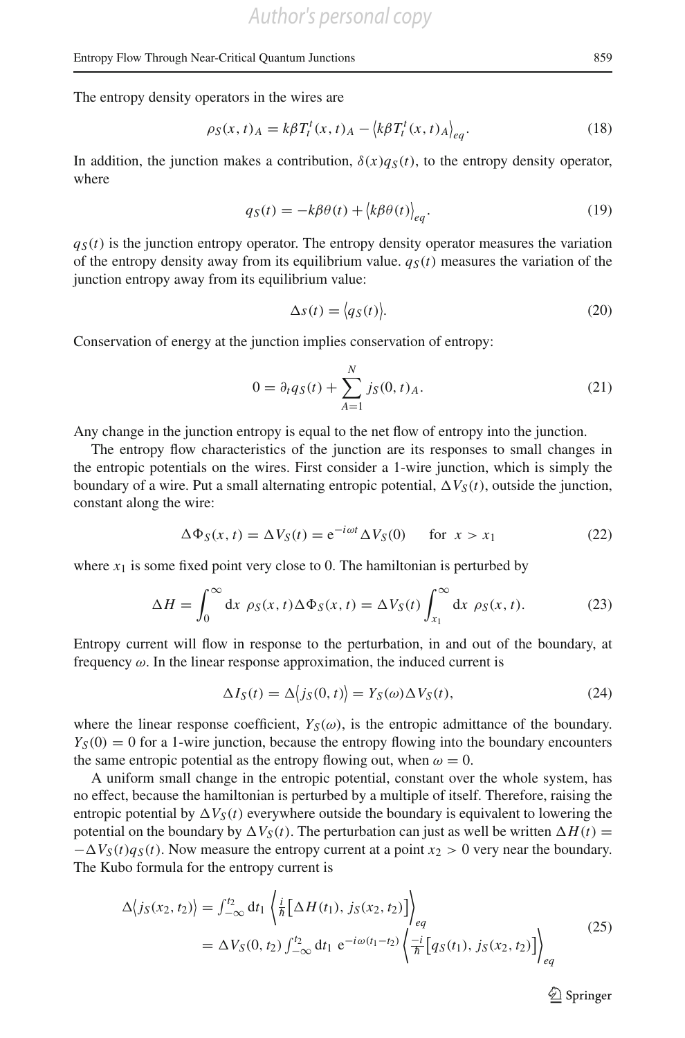The entropy density operators in the wires are

$$\rho_S(x,t)_A = k\beta T_t^t(x,t)_A - \left\langle k\beta T_t^t(x,t)_A \right\rangle_{eq}. \tag{18}$$

In addition, the junction makes a contribution, $\delta(x)q_S(t)$, to the entropy density operator, where

$$q_S(t) = -k\beta\theta(t) + \left\langle k\beta\theta(t)\right\rangle_{eq}. \tag{19}$$

$q_S(t)$ is the junction entropy operator. The entropy density operator measures the variation of the entropy density away from its equilibrium value. $q_S(t)$ measures the variation of the junction entropy away from its equilibrium value:

$$\Delta s(t) = \left\langle q_S(t)\right\rangle. \tag{20}$$

Conservation of energy at the junction implies conservation of entropy:

$$0 = \partial_t q_S(t) + \sum_{A=1}^{N} j_S(0,t)_A. \tag{21}$$

Any change in the junction entropy is equal to the net flow of entropy into the junction.

The entropy flow characteristics of the junction are its responses to small changes in the entropic potentials on the wires. First consider a 1-wire junction, which is simply the boundary of a wire. Put a small alternating entropic potential, $\Delta V_S(t)$, outside the junction, constant along the wire:

$$\Delta\Phi_S(x,t) = \Delta V_S(t) = \mathrm{e}^{-i\omega t}\Delta V_S(0) \qquad \text{for } \ x > x_1 \tag{22}$$

where $x_1$ is some fixed point very close to 0. The hamiltonian is perturbed by

$$\Delta H = \int_0^\infty \mathrm{d}x \ \rho_S(x,t)\Delta\Phi_S(x,t) = \Delta V_S(t)\int_{x_1}^\infty \mathrm{d}x \ \rho_S(x,t). \tag{23}$$

Entropy current will flow in response to the perturbation, in and out of the boundary, at frequency $\omega$. In the linear response approximation, the induced current is

$$\Delta I_S(t) = \Delta\left\langle j_S(0,t)\right\rangle = Y_S(\omega)\Delta V_S(t), \tag{24}$$

where the linear response coefficient, $Y_S(\omega)$, is the entropic admittance of the boundary. $Y_S(0) = 0$ for a 1-wire junction, because the entropy flowing into the boundary encounters the same entropic potential as the entropy flowing out, when $\omega = 0$.

A uniform small change in the entropic potential, constant over the whole system, has no effect, because the hamiltonian is perturbed by a multiple of itself. Therefore, raising the entropic potential by $\Delta V_S(t)$ everywhere outside the boundary is equivalent to lowering the potential on the boundary by $\Delta V_S(t)$. The perturbation can just as well be written $\Delta H(t) = -\Delta V_S(t)q_S(t)$. Now measure the entropy current at a point $x_2 > 0$ very near the boundary. The Kubo formula for the entropy current is

$$\begin{aligned}\Delta\left\langle j_S(x_2,t_2)\right\rangle &= \textstyle\int_{-\infty}^{t_2} \mathrm{d}t_1 \left\langle \frac{i}{\hbar}\left[\Delta H(t_1),\, j_S(x_2,t_2)\right]\right\rangle_{eq} \\ &= \Delta V_S(0,t_2)\textstyle\int_{-\infty}^{t_2} \mathrm{d}t_1 \ \mathrm{e}^{-i\omega(t_1-t_2)}\left\langle \frac{-i}{\hbar}\left[q_S(t_1),\, j_S(x_2,t_2)\right]\right\rangle_{eq}\end{aligned} \tag{25}$$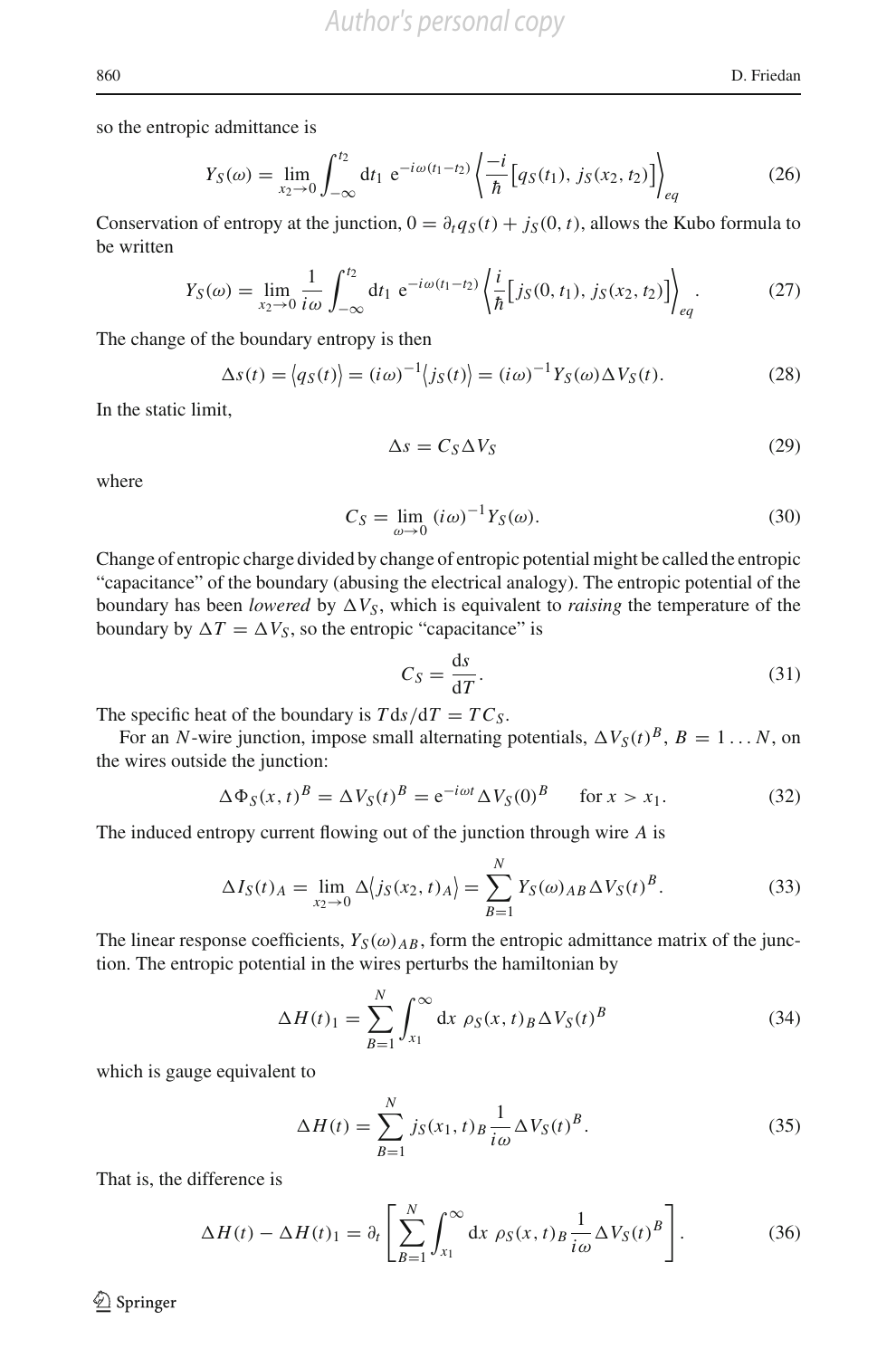so the entropic admittance is

$$Y_S(\omega) = \lim_{x_2 \to 0} \int_{-\infty}^{t_2} \mathrm{d}t_1 \; \mathrm{e}^{-i\omega(t_1-t_2)} \left\langle \frac{-i}{\hbar} \big[ q_S(t_1),\, j_S(x_2, t_2) \big] \right\rangle_{eq} \tag{26}$$

Conservation of entropy at the junction, $0 = \partial_t q_S(t) + j_S(0, t)$, allows the Kubo formula to be written

$$Y_S(\omega) = \lim_{x_2 \to 0} \frac{1}{i\omega} \int_{-\infty}^{t_2} \mathrm{d}t_1 \; \mathrm{e}^{-i\omega(t_1-t_2)} \left\langle \frac{i}{\hbar} \big[ j_S(0, t_1),\, j_S(x_2, t_2) \big] \right\rangle_{eq}. \tag{27}$$

The change of the boundary entropy is then

$$\Delta s(t) = \langle q_S(t) \rangle = (i\omega)^{-1} \langle j_S(t) \rangle = (i\omega)^{-1} Y_S(\omega) \Delta V_S(t). \tag{28}$$

In the static limit,

$$\Delta s = C_S \Delta V_S \tag{29}$$

where

$$C_S = \lim_{\omega \to 0} (i\omega)^{-1} Y_S(\omega). \tag{30}$$

Change of entropic charge divided by change of entropic potential might be called the entropic "capacitance" of the boundary (abusing the electrical analogy). The entropic potential of the boundary has been *lowered* by $\Delta V_S$, which is equivalent to *raising* the temperature of the boundary by $\Delta T = \Delta V_S$, so the entropic "capacitance" is

$$C_S = \frac{\mathrm{d}s}{\mathrm{d}T}. \tag{31}$$

The specific heat of the boundary is $T \mathrm{d}s/\mathrm{d}T = T C_S$.

For an $N$-wire junction, impose small alternating potentials, $\Delta V_S(t)^B$, $B = 1 \ldots N$, on the wires outside the junction:

$$\Delta \Phi_S(x, t)^B = \Delta V_S(t)^B = \mathrm{e}^{-i\omega t} \Delta V_S(0)^B \qquad \text{for } x > x_1. \tag{32}$$

The induced entropy current flowing out of the junction through wire $A$ is

$$\Delta I_S(t)_A = \lim_{x_2 \to 0} \Delta \langle j_S(x_2, t)_A \rangle = \sum_{B=1}^{N} Y_S(\omega)_{AB} \Delta V_S(t)^B. \tag{33}$$

The linear response coefficients, $Y_S(\omega)_{AB}$, form the entropic admittance matrix of the junction. The entropic potential in the wires perturbs the hamiltonian by

$$\Delta H(t)_1 = \sum_{B=1}^{N} \int_{x_1}^{\infty} \mathrm{d}x \; \rho_S(x, t)_B \Delta V_S(t)^B \tag{34}$$

which is gauge equivalent to

$$\Delta H(t) = \sum_{B=1}^{N} j_S(x_1, t)_B \frac{1}{i\omega} \Delta V_S(t)^B. \tag{35}$$

That is, the difference is

$$\Delta H(t) - \Delta H(t)_1 = \partial_t \left[ \sum_{B=1}^{N} \int_{x_1}^{\infty} \mathrm{d}x \; \rho_S(x, t)_B \frac{1}{i\omega} \Delta V_S(t)^B \right]. \tag{36}$$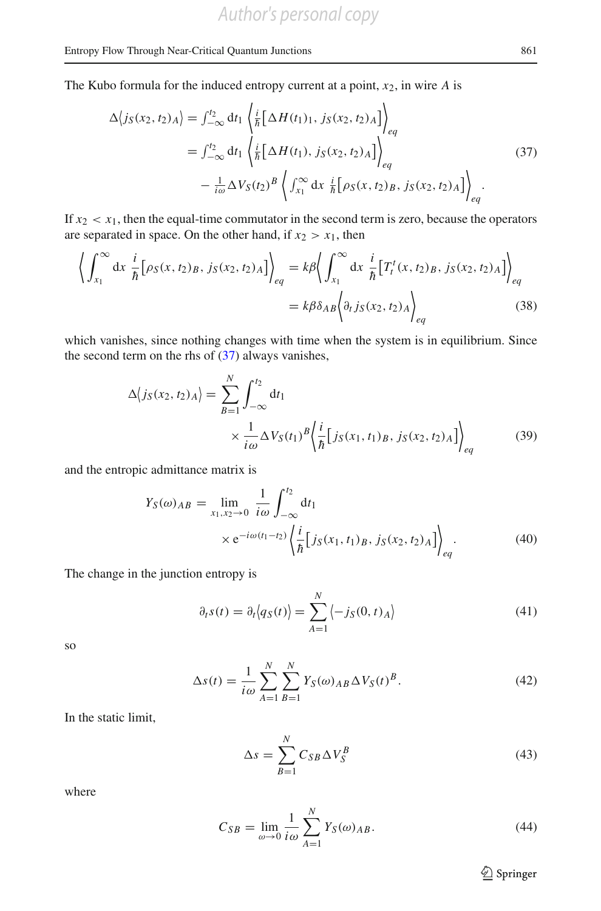The Kubo formula for the induced entropy current at a point, $x_2$, in wire $A$ is

$$\begin{aligned}
\Delta\langle j_S(x_2,t_2)_A\rangle &= \textstyle\int_{-\infty}^{t_2} \mathrm{d}t_1 \left\langle \frac{i}{\hbar}\left[\Delta H(t_1)_1,\, j_S(x_2,t_2)_A\right]\right\rangle_{eq} \\
&= \textstyle\int_{-\infty}^{t_2} \mathrm{d}t_1 \left\langle \frac{i}{\hbar}\left[\Delta H(t_1),\, j_S(x_2,t_2)_A\right]\right\rangle_{eq} \\
&\quad - \tfrac{1}{i\omega}\Delta V_S(t_2)^B \left\langle \textstyle\int_{x_1}^{\infty} \mathrm{d}x\ \frac{i}{\hbar}\left[\rho_S(x,t_2)_B,\, j_S(x_2,t_2)_A\right]\right\rangle_{eq}.
\end{aligned} \tag{37}$$

If $x_2 < x_1$, then the equal-time commutator in the second term is zero, because the operators are separated in space. On the other hand, if $x_2 > x_1$, then

$$\begin{aligned}
\left\langle \int_{x_1}^{\infty} \mathrm{d}x\ \frac{i}{\hbar}\left[\rho_S(x,t_2)_B,\, j_S(x_2,t_2)_A\right]\right\rangle_{eq} &= k\beta\left\langle \int_{x_1}^{\infty} \mathrm{d}x\ \frac{i}{\hbar}\left[T_t^{\,t}(x,t_2)_B,\, j_S(x_2,t_2)_A\right]\right\rangle_{eq} \\
&= k\beta\delta_{AB}\left\langle \partial_t\, j_S(x_2,t_2)_A\right\rangle_{eq}
\end{aligned} \tag{38}$$

which vanishes, since nothing changes with time when the system is in equilibrium. Since the second term on the rhs of (37) always vanishes,

$$\Delta\langle j_S(x_2,t_2)_A\rangle = \sum_{B=1}^{N}\int_{-\infty}^{t_2}\mathrm{d}t_1 \times \frac{1}{i\omega}\Delta V_S(t_1)^B\left\langle \frac{i}{\hbar}\left[j_S(x_1,t_1)_B,\, j_S(x_2,t_2)_A\right]\right\rangle_{eq} \tag{39}$$

and the entropic admittance matrix is

$$Y_S(\omega)_{AB} = \lim_{x_1,x_2\to 0}\frac{1}{i\omega}\int_{-\infty}^{t_2}\mathrm{d}t_1 \times \mathrm{e}^{-i\omega(t_1-t_2)}\left\langle \frac{i}{\hbar}\left[j_S(x_1,t_1)_B,\, j_S(x_2,t_2)_A\right]\right\rangle_{eq}. \tag{40}$$

The change in the junction entropy is

$$\partial_t s(t) = \partial_t\langle q_S(t)\rangle = \sum_{A=1}^{N}\langle -j_S(0,t)_A\rangle \tag{41}$$

so

$$\Delta s(t) = \frac{1}{i\omega}\sum_{A=1}^{N}\sum_{B=1}^{N} Y_S(\omega)_{AB}\,\Delta V_S(t)^B. \tag{42}$$

In the static limit,

$$\Delta s = \sum_{B=1}^{N} C_{SB}\,\Delta V_S^B \tag{43}$$

where

$$C_{SB} = \lim_{\omega\to 0}\frac{1}{i\omega}\sum_{A=1}^{N} Y_S(\omega)_{AB}. \tag{44}$$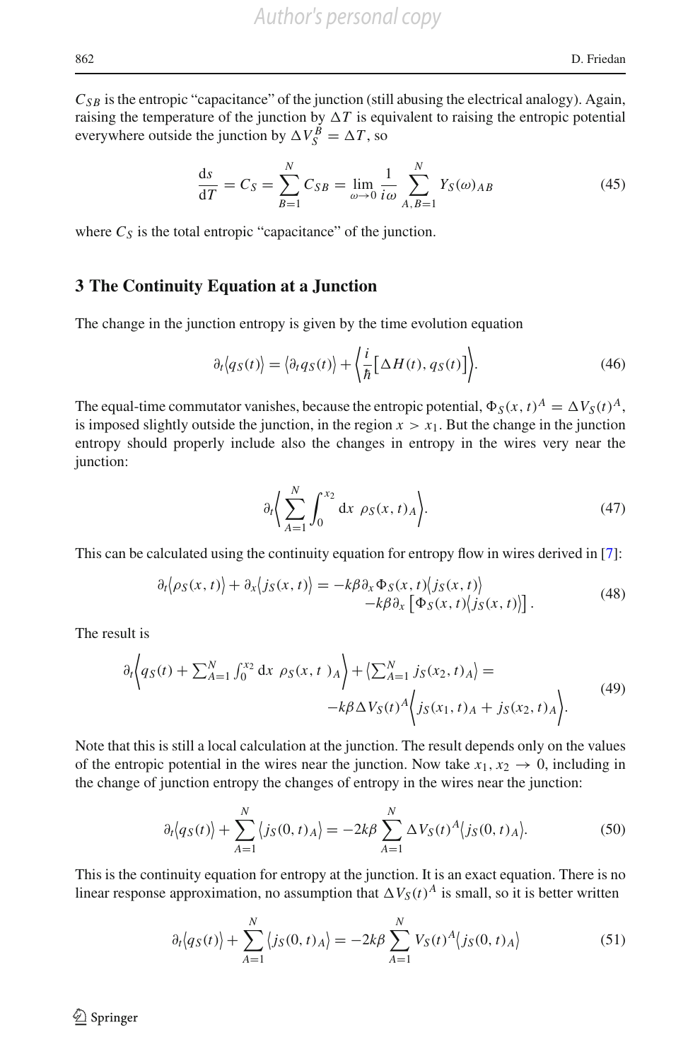$C_{SB}$ is the entropic "capacitance" of the junction (still abusing the electrical analogy). Again, raising the temperature of the junction by $\Delta T$ is equivalent to raising the entropic potential everywhere outside the junction by $\Delta V_S^B = \Delta T$, so

$$\frac{\mathrm{d}s}{\mathrm{d}T} = C_S = \sum_{B=1}^{N} C_{SB} = \lim_{\omega \to 0} \frac{1}{i\omega} \sum_{A,B=1}^{N} Y_S(\omega)_{AB} \tag{45}$$

where $C_S$ is the total entropic "capacitance" of the junction.

## 3 The Continuity Equation at a Junction

The change in the junction entropy is given by the time evolution equation

$$\partial_t \langle q_S(t) \rangle = \langle \partial_t q_S(t) \rangle + \left\langle \frac{i}{\hbar} \big[ \Delta H(t), q_S(t) \big] \right\rangle. \tag{46}$$

The equal-time commutator vanishes, because the entropic potential, $\Phi_S(x,t)^A = \Delta V_S(t)^A$, is imposed slightly outside the junction, in the region $x > x_1$. But the change in the junction entropy should properly include also the changes in entropy in the wires very near the junction:

$$\partial_t \left\langle \sum_{A=1}^{N} \int_0^{x_2} \mathrm{d}x \ \rho_S(x,t)_A \right\rangle. \tag{47}$$

This can be calculated using the continuity equation for entropy flow in wires derived in [7]:

$$\begin{aligned} \partial_t \langle \rho_S(x,t) \rangle + \partial_x \langle j_S(x,t) \rangle = &-k\beta \partial_x \Phi_S(x,t) \langle j_S(x,t) \rangle \\ &-k\beta \partial_x \left[ \Phi_S(x,t) \langle j_S(x,t) \rangle \right]. \end{aligned} \tag{48}$$

The result is

$$\begin{aligned} \partial_t \left\langle q_S(t) + \textstyle\sum_{A=1}^{N} \int_0^{x_2} \mathrm{d}x \ \rho_S(x,t\,)_A \right\rangle + \left\langle \textstyle\sum_{A=1}^{N} j_S(x_2,t)_A \right\rangle = \\ -k\beta \Delta V_S(t)^A \left\langle j_S(x_1,t)_A + j_S(x_2,t)_A \right\rangle. \end{aligned} \tag{49}$$

Note that this is still a local calculation at the junction. The result depends only on the values of the entropic potential in the wires near the junction. Now take $x_1, x_2 \to 0$, including in the change of junction entropy the changes of entropy in the wires near the junction:

$$\partial_t \langle q_S(t) \rangle + \sum_{A=1}^{N} \langle j_S(0,t)_A \rangle = -2k\beta \sum_{A=1}^{N} \Delta V_S(t)^A \langle j_S(0,t)_A \rangle. \tag{50}$$

This is the continuity equation for entropy at the junction. It is an exact equation. There is no linear response approximation, no assumption that $\Delta V_S(t)^A$ is small, so it is better written

$$\partial_t \langle q_S(t) \rangle + \sum_{A=1}^{N} \langle j_S(0,t)_A \rangle = -2k\beta \sum_{A=1}^{N} V_S(t)^A \langle j_S(0,t)_A \rangle \tag{51}$$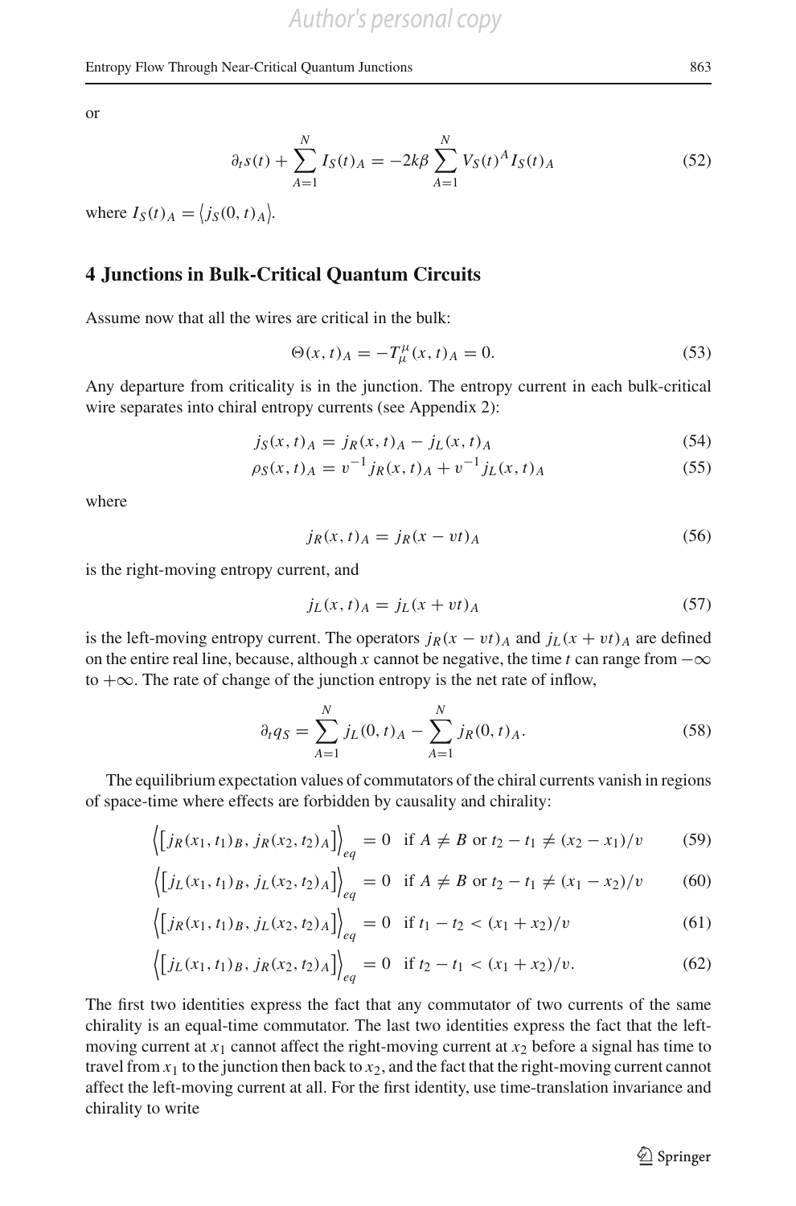or

$$\partial_t s(t) + \sum_{A=1}^{N} I_S(t)_A = -2k\beta \sum_{A=1}^{N} V_S(t)^A I_S(t)_A \tag{52}$$

where $I_S(t)_A = \langle j_S(0,t)_A \rangle$.

## 4 Junctions in Bulk-Critical Quantum Circuits

Assume now that all the wires are critical in the bulk:

$$\Theta(x,t)_A = -T^{\mu}_{\mu}(x,t)_A = 0. \tag{53}$$

Any departure from criticality is in the junction. The entropy current in each bulk-critical wire separates into chiral entropy currents (see Appendix 2):

$$j_S(x,t)_A = j_R(x,t)_A - j_L(x,t)_A \tag{54}$$

$$\rho_S(x,t)_A = v^{-1} j_R(x,t)_A + v^{-1} j_L(x,t)_A \tag{55}$$

where

$$j_R(x,t)_A = j_R(x - vt)_A \tag{56}$$

is the right-moving entropy current, and

$$j_L(x,t)_A = j_L(x + vt)_A \tag{57}$$

is the left-moving entropy current. The operators $j_R(x - vt)_A$ and $j_L(x + vt)_A$ are defined on the entire real line, because, although $x$ cannot be negative, the time $t$ can range from $-\infty$ to $+\infty$. The rate of change of the junction entropy is the net rate of inflow,

$$\partial_t q_S = \sum_{A=1}^{N} j_L(0,t)_A - \sum_{A=1}^{N} j_R(0,t)_A. \tag{58}$$

The equilibrium expectation values of commutators of the chiral currents vanish in regions of space-time where effects are forbidden by causality and chirality:

$$\Big\langle \big[ j_R(x_1,t_1)_B, j_R(x_2,t_2)_A \big] \Big\rangle_{eq} = 0 \quad \text{if } A \neq B \text{ or } t_2 - t_1 \neq (x_2 - x_1)/v \tag{59}$$

$$\Big\langle \big[ j_L(x_1,t_1)_B, j_L(x_2,t_2)_A \big] \Big\rangle_{eq} = 0 \quad \text{if } A \neq B \text{ or } t_2 - t_1 \neq (x_1 - x_2)/v \tag{60}$$

$$\Big\langle \big[ j_R(x_1,t_1)_B, j_L(x_2,t_2)_A \big] \Big\rangle_{eq} = 0 \quad \text{if } t_1 - t_2 < (x_1 + x_2)/v \tag{61}$$

$$\Big\langle \big[ j_L(x_1,t_1)_B, j_R(x_2,t_2)_A \big] \Big\rangle_{eq} = 0 \quad \text{if } t_2 - t_1 < (x_1 + x_2)/v. \tag{62}$$

The first two identities express the fact that any commutator of two currents of the same chirality is an equal-time commutator. The last two identities express the fact that the left-moving current at $x_1$ cannot affect the right-moving current at $x_2$ before a signal has time to travel from $x_1$ to the junction then back to $x_2$, and the fact that the right-moving current cannot affect the left-moving current at all. For the first identity, use time-translation invariance and chirality to write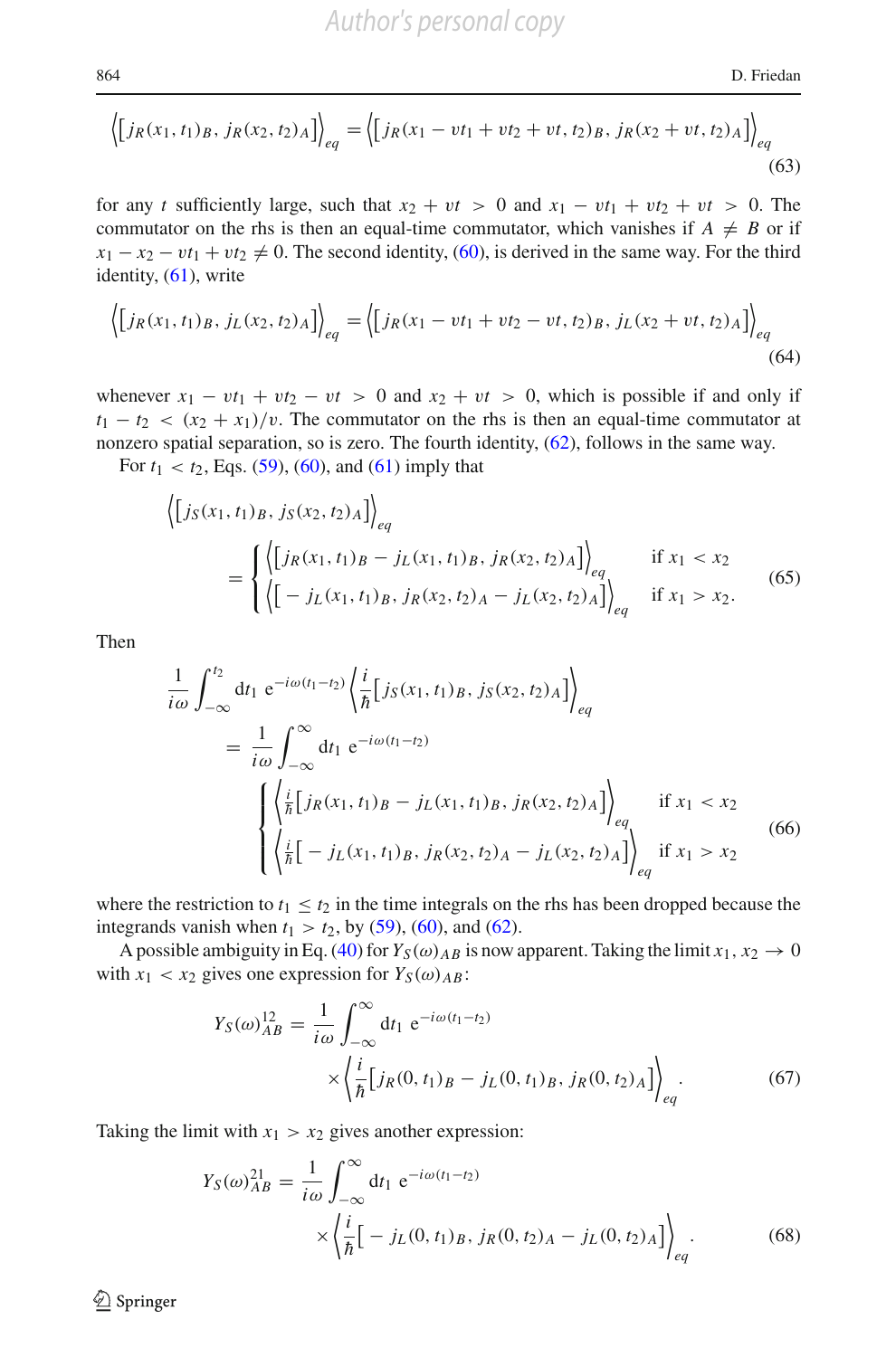$$\left\langle\left[j_R(x_1,t_1)_B,\, j_R(x_2,t_2)_A\right]\right\rangle_{eq} = \left\langle\left[j_R(x_1 - vt_1 + vt_2 + vt, t_2)_B,\, j_R(x_2 + vt, t_2)_A\right]\right\rangle_{eq} \tag{63}$$

for any $t$ sufficiently large, such that $x_2 + vt > 0$ and $x_1 - vt_1 + vt_2 + vt > 0$. The commutator on the rhs is then an equal-time commutator, which vanishes if $A \neq B$ or if $x_1 - x_2 - vt_1 + vt_2 \neq 0$. The second identity, (60), is derived in the same way. For the third identity, (61), write

$$\left\langle\left[j_R(x_1,t_1)_B,\, j_L(x_2,t_2)_A\right]\right\rangle_{eq} = \left\langle\left[j_R(x_1 - vt_1 + vt_2 - vt, t_2)_B,\, j_L(x_2 + vt, t_2)_A\right]\right\rangle_{eq} \tag{64}$$

whenever $x_1 - vt_1 + vt_2 - vt > 0$ and $x_2 + vt > 0$, which is possible if and only if $t_1 - t_2 < (x_2 + x_1)/v$. The commutator on the rhs is then an equal-time commutator at nonzero spatial separation, so is zero. The fourth identity, (62), follows in the same way.

For $t_1 < t_2$, Eqs. (59), (60), and (61) imply that

$$\begin{aligned}
&\left\langle\left[j_S(x_1,t_1)_B,\, j_S(x_2,t_2)_A\right]\right\rangle_{eq} \\
&\quad = \begin{cases} \left\langle\left[j_R(x_1,t_1)_B - j_L(x_1,t_1)_B,\, j_R(x_2,t_2)_A\right]\right\rangle_{eq} & \text{if } x_1 < x_2 \\ \left\langle\left[- j_L(x_1,t_1)_B,\, j_R(x_2,t_2)_A - j_L(x_2,t_2)_A\right]\right\rangle_{eq} & \text{if } x_1 > x_2. \end{cases}
\end{aligned} \tag{65}$$

Then

$$\begin{aligned}
&\frac{1}{i\omega}\int_{-\infty}^{t_2} \mathrm{d}t_1\; \mathrm{e}^{-i\omega(t_1-t_2)} \left\langle \frac{i}{\hbar}\left[j_S(x_1,t_1)_B,\, j_S(x_2,t_2)_A\right]\right\rangle_{eq} \\
&\quad = \frac{1}{i\omega}\int_{-\infty}^{\infty} \mathrm{d}t_1\; \mathrm{e}^{-i\omega(t_1-t_2)} \\
&\qquad \begin{cases} \left\langle \frac{i}{\hbar}\left[j_R(x_1,t_1)_B - j_L(x_1,t_1)_B,\, j_R(x_2,t_2)_A\right]\right\rangle_{eq} & \text{if } x_1 < x_2 \\ \left\langle \frac{i}{\hbar}\left[- j_L(x_1,t_1)_B,\, j_R(x_2,t_2)_A - j_L(x_2,t_2)_A\right]\right\rangle_{eq} & \text{if } x_1 > x_2 \end{cases}
\end{aligned} \tag{66}$$

where the restriction to $t_1 \leq t_2$ in the time integrals on the rhs has been dropped because the integrands vanish when $t_1 > t_2$, by (59), (60), and (62).

A possible ambiguity in Eq. (40) for $Y_S(\omega)_{AB}$ is now apparent. Taking the limit $x_1, x_2 \to 0$ with $x_1 < x_2$ gives one expression for $Y_S(\omega)_{AB}$:

$$\begin{aligned}
Y_S(\omega)^{12}_{AB} = {} & \frac{1}{i\omega}\int_{-\infty}^{\infty} \mathrm{d}t_1\; \mathrm{e}^{-i\omega(t_1-t_2)} \\
& \times \left\langle \frac{i}{\hbar}\left[j_R(0,t_1)_B - j_L(0,t_1)_B,\, j_R(0,t_2)_A\right]\right\rangle_{eq}.
\end{aligned} \tag{67}$$

Taking the limit with $x_1 > x_2$ gives another expression:

$$\begin{aligned}
Y_S(\omega)^{21}_{AB} = {} & \frac{1}{i\omega}\int_{-\infty}^{\infty} \mathrm{d}t_1\; \mathrm{e}^{-i\omega(t_1-t_2)} \\
& \times \left\langle \frac{i}{\hbar}\left[- j_L(0,t_1)_B,\, j_R(0,t_2)_A - j_L(0,t_2)_A\right]\right\rangle_{eq}.
\end{aligned} \tag{68}$$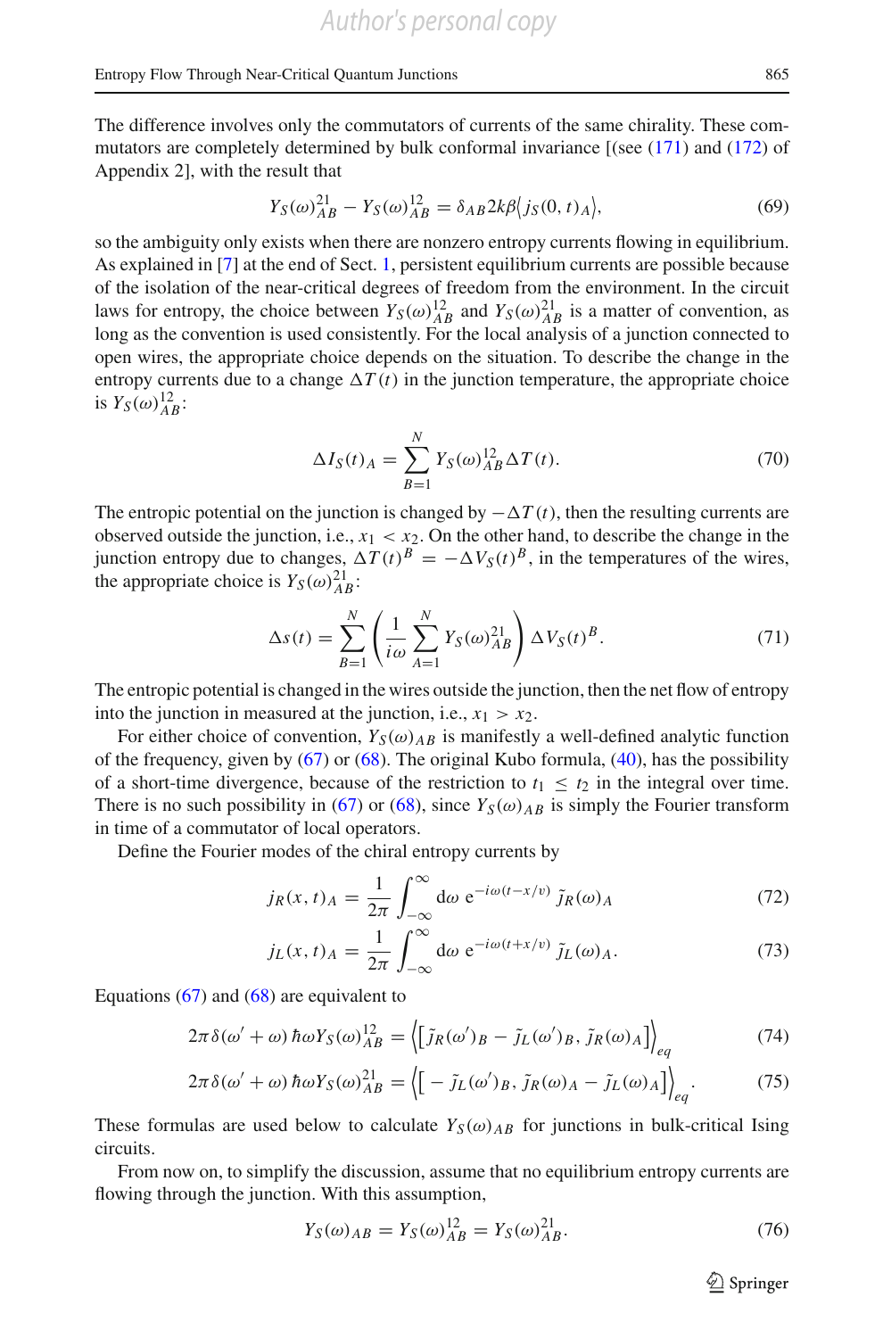The difference involves only the commutators of currents of the same chirality. These commutators are completely determined by bulk conformal invariance [(see (171) and (172) of Appendix 2], with the result that

$$Y_S(\omega)^{21}_{AB} - Y_S(\omega)^{12}_{AB} = \delta_{AB} 2k\beta \langle j_S(0,t)_A \rangle, \tag{69}$$

so the ambiguity only exists when there are nonzero entropy currents flowing in equilibrium. As explained in [7] at the end of Sect. 1, persistent equilibrium currents are possible because of the isolation of the near-critical degrees of freedom from the environment. In the circuit laws for entropy, the choice between $Y_S(\omega)^{12}_{AB}$ and $Y_S(\omega)^{21}_{AB}$ is a matter of convention, as long as the convention is used consistently. For the local analysis of a junction connected to open wires, the appropriate choice depends on the situation. To describe the change in the entropy currents due to a change $\Delta T(t)$ in the junction temperature, the appropriate choice is $Y_S(\omega)^{12}_{AB}$:

$$\Delta I_S(t)_A = \sum_{B=1}^{N} Y_S(\omega)^{12}_{AB} \Delta T(t). \tag{70}$$

The entropic potential on the junction is changed by $-\Delta T(t)$, then the resulting currents are observed outside the junction, i.e., $x_1 < x_2$. On the other hand, to describe the change in the junction entropy due to changes, $\Delta T(t)^B = -\Delta V_S(t)^B$, in the temperatures of the wires, the appropriate choice is $Y_S(\omega)^{21}_{AB}$:

$$\Delta s(t) = \sum_{B=1}^{N} \left( \frac{1}{i\omega} \sum_{A=1}^{N} Y_S(\omega)^{21}_{AB} \right) \Delta V_S(t)^B. \tag{71}$$

The entropic potential is changed in the wires outside the junction, then the net flow of entropy into the junction in measured at the junction, i.e., $x_1 > x_2$.

For either choice of convention, $Y_S(\omega)_{AB}$ is manifestly a well-defined analytic function of the frequency, given by (67) or (68). The original Kubo formula, (40), has the possibility of a short-time divergence, because of the restriction to $t_1 \leq t_2$ in the integral over time. There is no such possibility in (67) or (68), since $Y_S(\omega)_{AB}$ is simply the Fourier transform in time of a commutator of local operators.

Define the Fourier modes of the chiral entropy currents by

$$j_R(x,t)_A = \frac{1}{2\pi} \int_{-\infty}^{\infty} \mathrm{d}\omega\ \mathrm{e}^{-i\omega(t-x/v)}\ \tilde{\jmath}_R(\omega)_A \tag{72}$$

$$j_L(x,t)_A = \frac{1}{2\pi} \int_{-\infty}^{\infty} \mathrm{d}\omega\ \mathrm{e}^{-i\omega(t+x/v)}\ \tilde{\jmath}_L(\omega)_A. \tag{73}$$

Equations (67) and (68) are equivalent to

$$2\pi\delta(\omega' + \omega)\, \hbar\omega Y_S(\omega)^{12}_{AB} = \left\langle \left[ \tilde{\jmath}_R(\omega')_B - \tilde{\jmath}_L(\omega')_B,\, \tilde{\jmath}_R(\omega)_A \right] \right\rangle_{eq} \tag{74}$$

$$2\pi\delta(\omega' + \omega)\, \hbar\omega Y_S(\omega)^{21}_{AB} = \left\langle \left[ -\tilde{\jmath}_L(\omega')_B,\, \tilde{\jmath}_R(\omega)_A - \tilde{\jmath}_L(\omega)_A \right] \right\rangle_{eq}. \tag{75}$$

These formulas are used below to calculate $Y_S(\omega)_{AB}$ for junctions in bulk-critical Ising circuits.

From now on, to simplify the discussion, assume that no equilibrium entropy currents are flowing through the junction. With this assumption,

$$Y_S(\omega)_{AB} = Y_S(\omega)^{12}_{AB} = Y_S(\omega)^{21}_{AB}. \tag{76}$$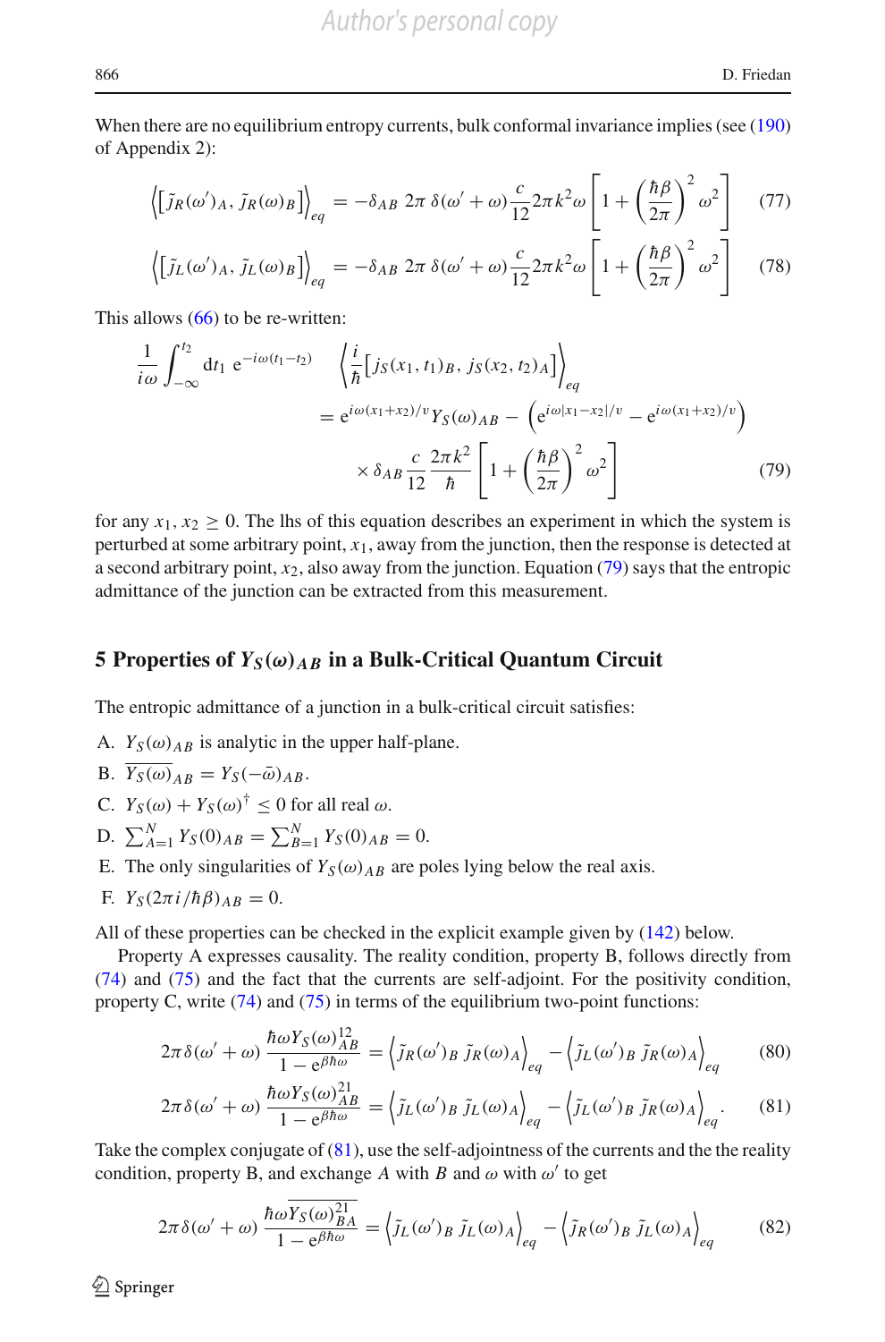When there are no equilibrium entropy currents, bulk conformal invariance implies (see (190) of Appendix 2):

$$\left\langle \left[\tilde{\jmath}_R(\omega')_A, \tilde{\jmath}_R(\omega)_B\right]\right\rangle_{eq} = -\delta_{AB}\, 2\pi\, \delta(\omega'+\omega) \frac{c}{12} 2\pi k^2 \omega \left[1 + \left(\frac{\hbar\beta}{2\pi}\right)^2 \omega^2\right] \tag{77}$$

$$\left\langle \left[\tilde{\jmath}_L(\omega')_A, \tilde{\jmath}_L(\omega)_B\right]\right\rangle_{eq} = -\delta_{AB}\, 2\pi\, \delta(\omega'+\omega) \frac{c}{12} 2\pi k^2 \omega \left[1 + \left(\frac{\hbar\beta}{2\pi}\right)^2 \omega^2\right] \tag{78}$$

This allows (66) to be re-written:

$$\begin{aligned}
\frac{1}{i\omega}\int_{-\infty}^{t_2} \mathrm{d}t_1\ \mathrm{e}^{-i\omega(t_1-t_2)} \quad & \left\langle \frac{i}{\hbar}\left[j_S(x_1,t_1)_B, j_S(x_2,t_2)_A\right]\right\rangle_{eq} \\
&= \mathrm{e}^{i\omega(x_1+x_2)/v} Y_S(\omega)_{AB} - \left(\mathrm{e}^{i\omega|x_1-x_2|/v} - \mathrm{e}^{i\omega(x_1+x_2)/v}\right) \\
&\quad \times \delta_{AB} \frac{c}{12}\frac{2\pi k^2}{\hbar}\left[1 + \left(\frac{\hbar\beta}{2\pi}\right)^2 \omega^2\right]
\end{aligned} \tag{79}$$

for any $x_1, x_2 \geq 0$. The lhs of this equation describes an experiment in which the system is perturbed at some arbitrary point, $x_1$, away from the junction, then the response is detected at a second arbitrary point, $x_2$, also away from the junction. Equation (79) says that the entropic admittance of the junction can be extracted from this measurement.

## 5 Properties of $Y_S(\omega)_{AB}$ in a Bulk-Critical Quantum Circuit

The entropic admittance of a junction in a bulk-critical circuit satisfies:

A. $Y_S(\omega)_{AB}$ is analytic in the upper half-plane.

B. $\overline{Y_S(\omega)}_{AB} = Y_S(-\bar{\omega})_{AB}$.

C. $Y_S(\omega) + Y_S(\omega)^\dagger \leq 0$ for all real $\omega$.

D. $\sum_{A=1}^{N} Y_S(0)_{AB} = \sum_{B=1}^{N} Y_S(0)_{AB} = 0$.

E. The only singularities of $Y_S(\omega)_{AB}$ are poles lying below the real axis.

F. $Y_S(2\pi i/\hbar\beta)_{AB} = 0$.

All of these properties can be checked in the explicit example given by (142) below.

Property A expresses causality. The reality condition, property B, follows directly from (74) and (75) and the fact that the currents are self-adjoint. For the positivity condition, property C, write (74) and (75) in terms of the equilibrium two-point functions:

$$2\pi\,\delta(\omega'+\omega)\,\frac{\hbar\omega Y_S(\omega)^{12}_{AB}}{1-\mathrm{e}^{\beta\hbar\omega}} = \left\langle \tilde{\jmath}_R(\omega')_B\, \tilde{\jmath}_R(\omega)_A\right\rangle_{eq} - \left\langle \tilde{\jmath}_L(\omega')_B\, \tilde{\jmath}_R(\omega)_A\right\rangle_{eq} \tag{80}$$

$$2\pi\,\delta(\omega'+\omega)\,\frac{\hbar\omega Y_S(\omega)^{21}_{AB}}{1-\mathrm{e}^{\beta\hbar\omega}} = \left\langle \tilde{\jmath}_L(\omega')_B\, \tilde{\jmath}_L(\omega)_A\right\rangle_{eq} - \left\langle \tilde{\jmath}_L(\omega')_B\, \tilde{\jmath}_R(\omega)_A\right\rangle_{eq}. \tag{81}$$

Take the complex conjugate of (81), use the self-adjointness of the currents and the the reality condition, property B, and exchange $A$ with $B$ and $\omega$ with $\omega'$ to get

$$2\pi\,\delta(\omega'+\omega)\,\frac{\hbar\omega \overline{Y_S(\omega)^{21}_{BA}}}{1-\mathrm{e}^{\beta\hbar\omega}} = \left\langle \tilde{\jmath}_L(\omega')_B\, \tilde{\jmath}_L(\omega)_A\right\rangle_{eq} - \left\langle \tilde{\jmath}_R(\omega')_B\, \tilde{\jmath}_L(\omega)_A\right\rangle_{eq} \tag{82}$$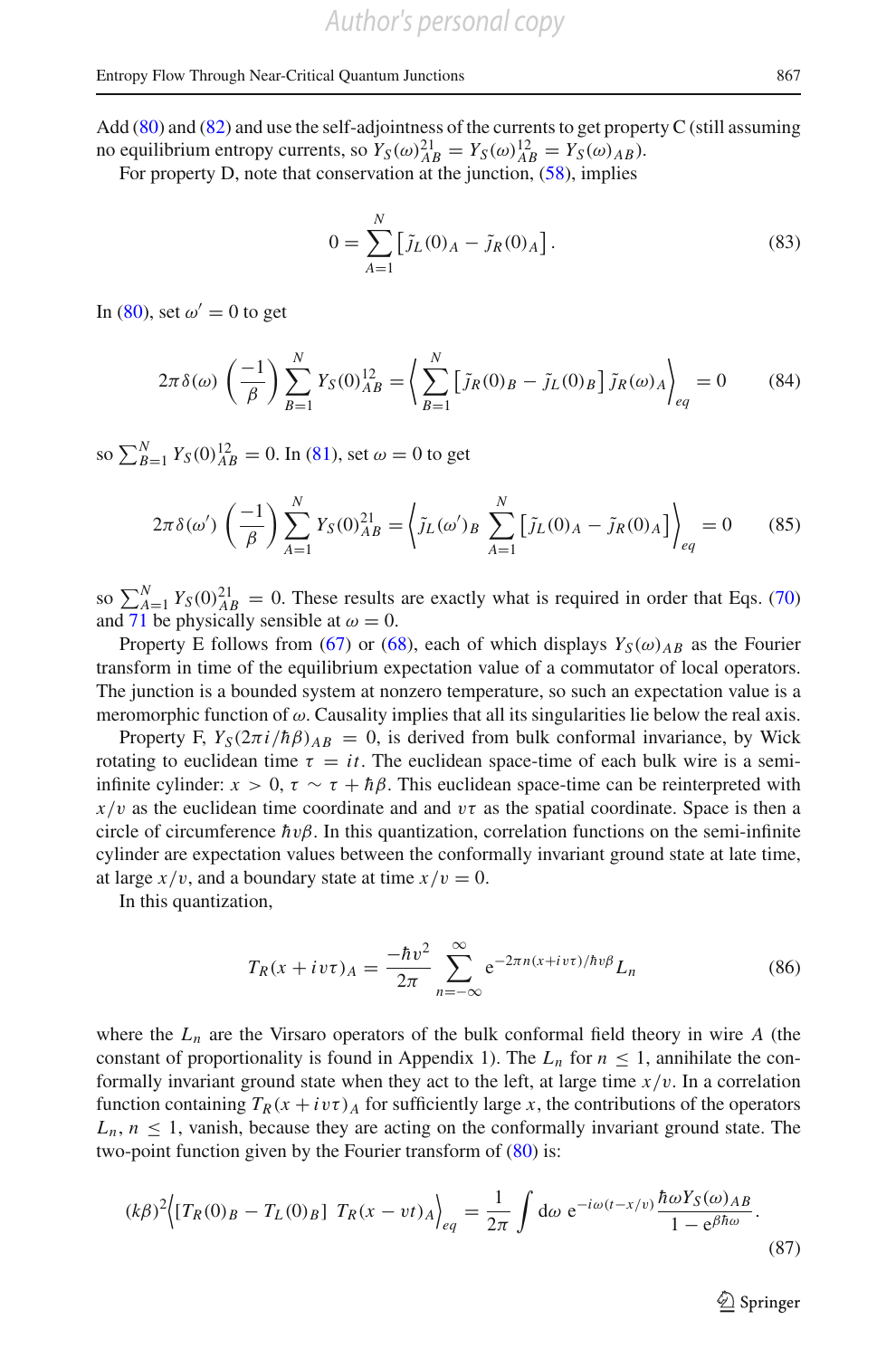Add (80) and (82) and use the self-adjointness of the currents to get property C (still assuming no equilibrium entropy currents, so $Y_S(\omega)^{21}_{AB} = Y_S(\omega)^{12}_{AB} = Y_S(\omega)_{AB}$).

For property D, note that conservation at the junction, (58), implies

$$0 = \sum_{A=1}^{N} \left[ \tilde{j}_L(0)_A - \tilde{j}_R(0)_A \right]. \tag{83}$$

In (80), set $\omega' = 0$ to get

$$2\pi\delta(\omega) \left(\frac{-1}{\beta}\right) \sum_{B=1}^{N} Y_S(0)^{12}_{AB} = \left\langle \sum_{B=1}^{N} \left[ \tilde{j}_R(0)_B - \tilde{j}_L(0)_B \right] \tilde{j}_R(\omega)_A \right\rangle_{eq} = 0 \tag{84}$$

so $\sum_{B=1}^{N} Y_S(0)^{12}_{AB} = 0$. In (81), set $\omega = 0$ to get

$$2\pi\delta(\omega') \left(\frac{-1}{\beta}\right) \sum_{A=1}^{N} Y_S(0)^{21}_{AB} = \left\langle \tilde{j}_L(\omega')_B \sum_{A=1}^{N} \left[ \tilde{j}_L(0)_A - \tilde{j}_R(0)_A \right] \right\rangle_{eq} = 0 \tag{85}$$

so $\sum_{A=1}^{N} Y_S(0)^{21}_{AB} = 0$. These results are exactly what is required in order that Eqs. (70) and 71 be physically sensible at $\omega = 0$.

Property E follows from (67) or (68), each of which displays $Y_S(\omega)_{AB}$ as the Fourier transform in time of the equilibrium expectation value of a commutator of local operators. The junction is a bounded system at nonzero temperature, so such an expectation value is a meromorphic function of $\omega$. Causality implies that all its singularities lie below the real axis.

Property F, $Y_S(2\pi i/\hbar\beta)_{AB} = 0$, is derived from bulk conformal invariance, by Wick rotating to euclidean time $\tau = it$. The euclidean space-time of each bulk wire is a semi-infinite cylinder: $x > 0$, $\tau \sim \tau + \hbar\beta$. This euclidean space-time can be reinterpreted with $x/v$ as the euclidean time coordinate and and $v\tau$ as the spatial coordinate. Space is then a circle of circumference $\hbar v\beta$. In this quantization, correlation functions on the semi-infinite cylinder are expectation values between the conformally invariant ground state at late time, at large $x/v$, and a boundary state at time $x/v = 0$.

In this quantization,

$$T_R(x + iv\tau)_A = \frac{-\hbar v^2}{2\pi} \sum_{n=-\infty}^{\infty} \mathrm{e}^{-2\pi n(x+iv\tau)/\hbar v\beta} L_n \tag{86}$$

where the $L_n$ are the Virsaro operators of the bulk conformal field theory in wire $A$ (the constant of proportionality is found in Appendix 1). The $L_n$ for $n \leq 1$, annihilate the conformally invariant ground state when they act to the left, at large time $x/v$. In a correlation function containing $T_R(x + iv\tau)_A$ for sufficiently large $x$, the contributions of the operators $L_n$, $n \leq 1$, vanish, because they are acting on the conformally invariant ground state. The two-point function given by the Fourier transform of (80) is:

$$(k\beta)^2 \Big\langle [T_R(0)_B - T_L(0)_B] \; T_R(x - vt)_A \Big\rangle_{eq} = \frac{1}{2\pi} \int \mathrm{d}\omega \; \mathrm{e}^{-i\omega(t-x/v)} \frac{\hbar\omega Y_S(\omega)_{AB}}{1 - \mathrm{e}^{\beta\hbar\omega}}. \tag{87}$$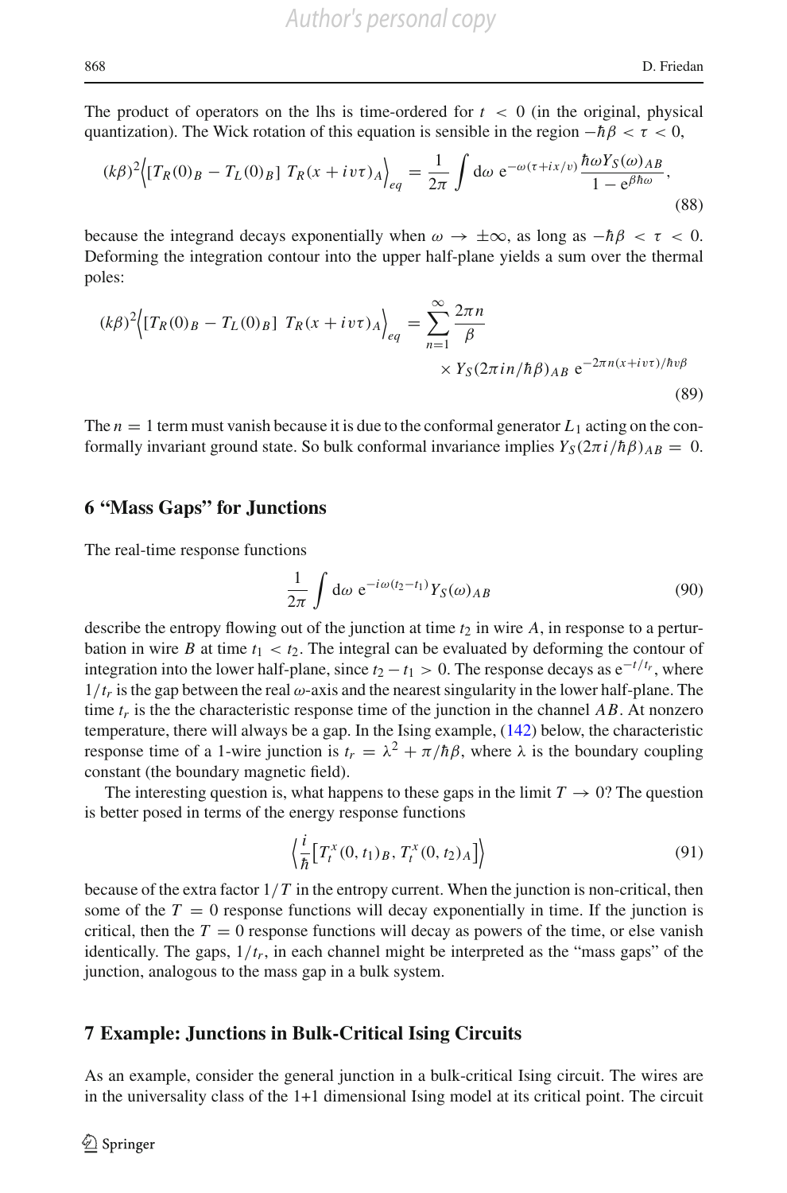The product of operators on the lhs is time-ordered for $t < 0$ (in the original, physical quantization). The Wick rotation of this equation is sensible in the region $-\hbar\beta < \tau < 0$,

$$(k\beta)^2 \Big\langle [T_R(0)_B - T_L(0)_B]\; T_R(x + iv\tau)_A \Big\rangle_{eq} = \frac{1}{2\pi} \int \mathrm{d}\omega\; \mathrm{e}^{-\omega(\tau + ix/v)} \frac{\hbar\omega Y_S(\omega)_{AB}}{1 - \mathrm{e}^{\beta\hbar\omega}}, \tag{88}$$

because the integrand decays exponentially when $\omega \to \pm\infty$, as long as $-\hbar\beta < \tau < 0$. Deforming the integration contour into the upper half-plane yields a sum over the thermal poles:

$$(k\beta)^2 \Big\langle [T_R(0)_B - T_L(0)_B]\; T_R(x + iv\tau)_A \Big\rangle_{eq} = \sum_{n=1}^{\infty} \frac{2\pi n}{\beta} \times Y_S(2\pi i n/\hbar\beta)_{AB}\; \mathrm{e}^{-2\pi n(x + iv\tau)/\hbar v\beta} \tag{89}$$

The $n = 1$ term must vanish because it is due to the conformal generator $L_1$ acting on the conformally invariant ground state. So bulk conformal invariance implies $Y_S(2\pi i/\hbar\beta)_{AB} = 0$.

## 6 "Mass Gaps" for Junctions

The real-time response functions

$$\frac{1}{2\pi} \int \mathrm{d}\omega\; \mathrm{e}^{-i\omega(t_2 - t_1)} Y_S(\omega)_{AB} \tag{90}$$

describe the entropy flowing out of the junction at time $t_2$ in wire $A$, in response to a perturbation in wire $B$ at time $t_1 < t_2$. The integral can be evaluated by deforming the contour of integration into the lower half-plane, since $t_2 - t_1 > 0$. The response decays as $\mathrm{e}^{-t/t_r}$, where $1/t_r$ is the gap between the real $\omega$-axis and the nearest singularity in the lower half-plane. The time $t_r$ is the the characteristic response time of the junction in the channel $AB$. At nonzero temperature, there will always be a gap. In the Ising example, (142) below, the characteristic response time of a 1-wire junction is $t_r = \lambda^2 + \pi/\hbar\beta$, where $\lambda$ is the boundary coupling constant (the boundary magnetic field).

The interesting question is, what happens to these gaps in the limit $T \to 0$? The question is better posed in terms of the energy response functions

$$\left\langle \frac{i}{\hbar} \big[ T^x_t(0, t_1)_B,\, T^x_t(0, t_2)_A \big] \right\rangle \tag{91}$$

because of the extra factor $1/T$ in the entropy current. When the junction is non-critical, then some of the $T = 0$ response functions will decay exponentially in time. If the junction is critical, then the $T = 0$ response functions will decay as powers of the time, or else vanish identically. The gaps, $1/t_r$, in each channel might be interpreted as the "mass gaps" of the junction, analogous to the mass gap in a bulk system.

## 7 Example: Junctions in Bulk-Critical Ising Circuits

As an example, consider the general junction in a bulk-critical Ising circuit. The wires are in the universality class of the 1+1 dimensional Ising model at its critical point. The circuit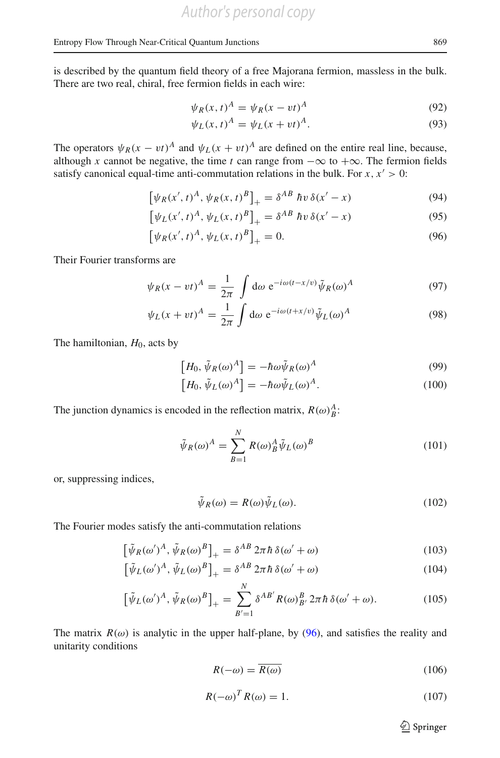is described by the quantum field theory of a free Majorana fermion, massless in the bulk. There are two real, chiral, free fermion fields in each wire:

$$\psi_R(x,t)^A = \psi_R(x - vt)^A \tag{92}$$

$$\psi_L(x,t)^A = \psi_L(x + vt)^A. \tag{93}$$

The operators $\psi_R(x - vt)^A$ and $\psi_L(x + vt)^A$ are defined on the entire real line, because, although $x$ cannot be negative, the time $t$ can range from $-\infty$ to $+\infty$. The fermion fields satisfy canonical equal-time anti-commutation relations in the bulk. For $x, x' > 0$:

$$\left[\psi_R(x',t)^A, \psi_R(x,t)^B\right]_+ = \delta^{AB}\, \hbar v\, \delta(x' - x) \tag{94}$$

$$\left[\psi_L(x',t)^A, \psi_L(x,t)^B\right]_+ = \delta^{AB}\, \hbar v\, \delta(x' - x) \tag{95}$$

$$\left[\psi_R(x',t)^A, \psi_L(x,t)^B\right]_+ = 0. \tag{96}$$

Their Fourier transforms are

$$\psi_R(x - vt)^A = \frac{1}{2\pi} \int \mathrm{d}\omega\ \mathrm{e}^{-i\omega(t - x/v)}\, \tilde{\psi}_R(\omega)^A \tag{97}$$

$$\psi_L(x + vt)^A = \frac{1}{2\pi} \int \mathrm{d}\omega\ \mathrm{e}^{-i\omega(t + x/v)}\, \tilde{\psi}_L(\omega)^A \tag{98}$$

The hamiltonian, $H_0$, acts by

$$\left[H_0, \tilde{\psi}_R(\omega)^A\right] = -\hbar\omega \tilde{\psi}_R(\omega)^A \tag{99}$$

$$\left[H_0, \tilde{\psi}_L(\omega)^A\right] = -\hbar\omega \tilde{\psi}_L(\omega)^A. \tag{100}$$

The junction dynamics is encoded in the reflection matrix, $R(\omega)^A_B$:

$$\tilde{\psi}_R(\omega)^A = \sum_{B=1}^{N} R(\omega)^A_B \tilde{\psi}_L(\omega)^B \tag{101}$$

or, suppressing indices,

$$\tilde{\psi}_R(\omega) = R(\omega)\tilde{\psi}_L(\omega). \tag{102}$$

The Fourier modes satisfy the anti-commutation relations

$$\left[\tilde{\psi}_R(\omega')^A, \tilde{\psi}_R(\omega)^B\right]_+ = \delta^{AB}\, 2\pi\hbar\, \delta(\omega' + \omega) \tag{103}$$

$$\left[\tilde{\psi}_L(\omega')^A, \tilde{\psi}_L(\omega)^B\right]_+ = \delta^{AB}\, 2\pi\hbar\, \delta(\omega' + \omega) \tag{104}$$

$$\left[\tilde{\psi}_L(\omega')^A, \tilde{\psi}_R(\omega)^B\right]_+ = \sum_{B'=1}^{N} \delta^{AB'} R(\omega)^B_{B'}\, 2\pi\hbar\, \delta(\omega' + \omega). \tag{105}$$

The matrix $R(\omega)$ is analytic in the upper half-plane, by (96), and satisfies the reality and unitarity conditions

$$R(-\omega) = \overline{R(\omega)} \tag{106}$$

$$R(-\omega)^T R(\omega) = 1. \tag{107}$$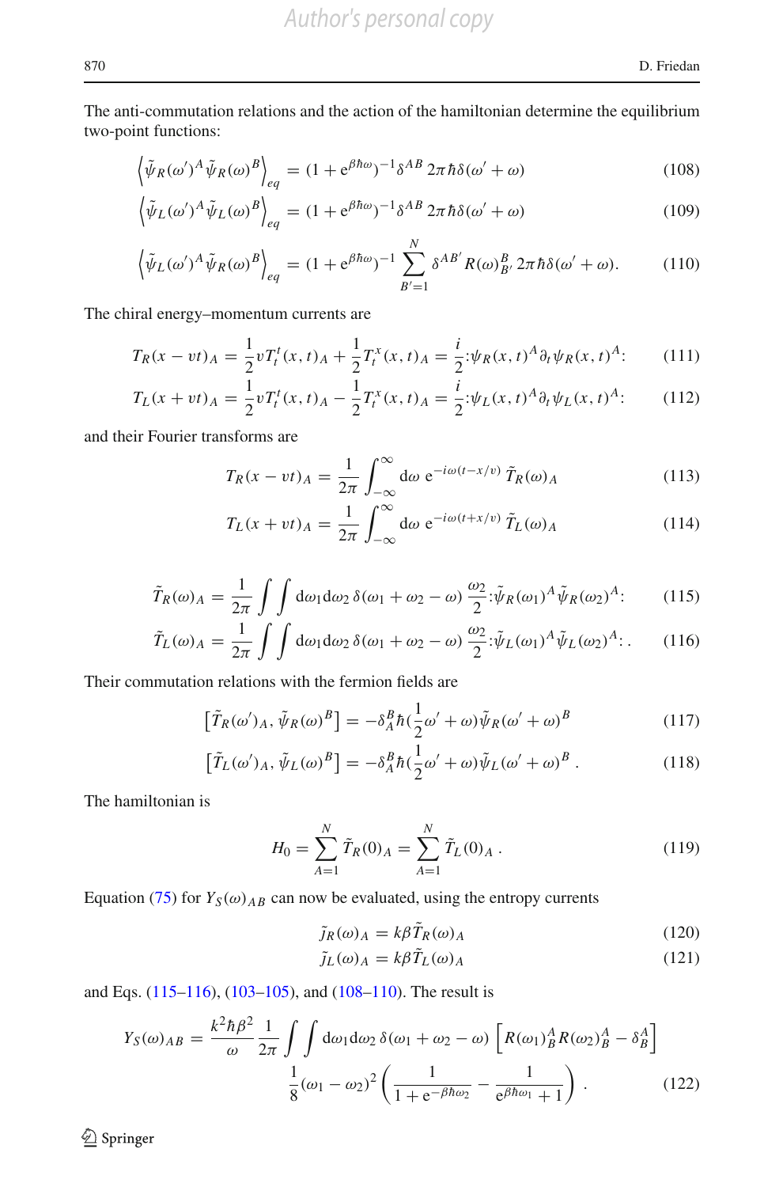The anti-commutation relations and the action of the hamiltonian determine the equilibrium two-point functions:

$$\left\langle \tilde{\psi}_R(\omega')^A \tilde{\psi}_R(\omega)^B \right\rangle_{eq} = (1 + e^{\beta\hbar\omega})^{-1} \delta^{AB}\, 2\pi\hbar\delta(\omega' + \omega) \tag{108}$$

$$\left\langle \tilde{\psi}_L(\omega')^A \tilde{\psi}_L(\omega)^B \right\rangle_{eq} = (1 + e^{\beta\hbar\omega})^{-1} \delta^{AB}\, 2\pi\hbar\delta(\omega' + \omega) \tag{109}$$

$$\left\langle \tilde{\psi}_L(\omega')^A \tilde{\psi}_R(\omega)^B \right\rangle_{eq} = (1 + e^{\beta\hbar\omega})^{-1} \sum_{B'=1}^{N} \delta^{AB'} R(\omega)^B_{B'}\, 2\pi\hbar\delta(\omega' + \omega). \tag{110}$$

The chiral energy–momentum currents are

$$T_R(x - vt)_A = \frac{1}{2} v T^t_t(x,t)_A + \frac{1}{2} T^x_t(x,t)_A = \frac{i}{2} {:}\psi_R(x,t)^A \partial_t \psi_R(x,t)^A{:} \tag{111}$$

$$T_L(x + vt)_A = \frac{1}{2} v T^t_t(x,t)_A - \frac{1}{2} T^x_t(x,t)_A = \frac{i}{2} {:}\psi_L(x,t)^A \partial_t \psi_L(x,t)^A{:} \tag{112}$$

and their Fourier transforms are

$$T_R(x - vt)_A = \frac{1}{2\pi} \int_{-\infty}^{\infty} \mathrm{d}\omega\; e^{-i\omega(t - x/v)}\, \tilde{T}_R(\omega)_A \tag{113}$$

$$T_L(x + vt)_A = \frac{1}{2\pi} \int_{-\infty}^{\infty} \mathrm{d}\omega\; e^{-i\omega(t + x/v)}\, \tilde{T}_L(\omega)_A \tag{114}$$

$$\tilde{T}_R(\omega)_A = \frac{1}{2\pi} \int\!\!\int \mathrm{d}\omega_1 \mathrm{d}\omega_2\, \delta(\omega_1 + \omega_2 - \omega)\, \frac{\omega_2}{2} {:}\tilde{\psi}_R(\omega_1)^A \tilde{\psi}_R(\omega_2)^A{:} \tag{115}$$

$$\tilde{T}_L(\omega)_A = \frac{1}{2\pi} \int\!\!\int \mathrm{d}\omega_1 \mathrm{d}\omega_2\, \delta(\omega_1 + \omega_2 - \omega)\, \frac{\omega_2}{2} {:}\tilde{\psi}_L(\omega_1)^A \tilde{\psi}_L(\omega_2)^A{:}\,. \tag{116}$$

Their commutation relations with the fermion fields are

$$\left[\tilde{T}_R(\omega')_A, \tilde{\psi}_R(\omega)^B\right] = -\delta^B_A \hbar\left(\frac{1}{2}\omega' + \omega\right)\tilde{\psi}_R(\omega' + \omega)^B \tag{117}$$

$$\left[\tilde{T}_L(\omega')_A, \tilde{\psi}_L(\omega)^B\right] = -\delta^B_A \hbar\left(\frac{1}{2}\omega' + \omega\right)\tilde{\psi}_L(\omega' + \omega)^B\,. \tag{118}$$

The hamiltonian is

$$H_0 = \sum_{A=1}^{N} \tilde{T}_R(0)_A = \sum_{A=1}^{N} \tilde{T}_L(0)_A\,. \tag{119}$$

Equation (75) for $Y_S(\omega)_{AB}$ can now be evaluated, using the entropy currents

$$\tilde{J}_R(\omega)_A = k\beta \tilde{T}_R(\omega)_A \tag{120}$$

$$\tilde{J}_L(\omega)_A = k\beta \tilde{T}_L(\omega)_A \tag{121}$$

and Eqs. (115–116), (103–105), and (108–110). The result is

$$Y_S(\omega)_{AB} = \frac{k^2\hbar\beta^2}{\omega} \frac{1}{2\pi} \int\!\!\int \mathrm{d}\omega_1 \mathrm{d}\omega_2\, \delta(\omega_1 + \omega_2 - \omega) \left[R(\omega_1)^A_B R(\omega_2)^A_B - \delta^A_B\right] \frac{1}{8}(\omega_1 - \omega_2)^2 \left(\frac{1}{1 + e^{-\beta\hbar\omega_2}} - \frac{1}{e^{\beta\hbar\omega_1} + 1}\right). \tag{122}$$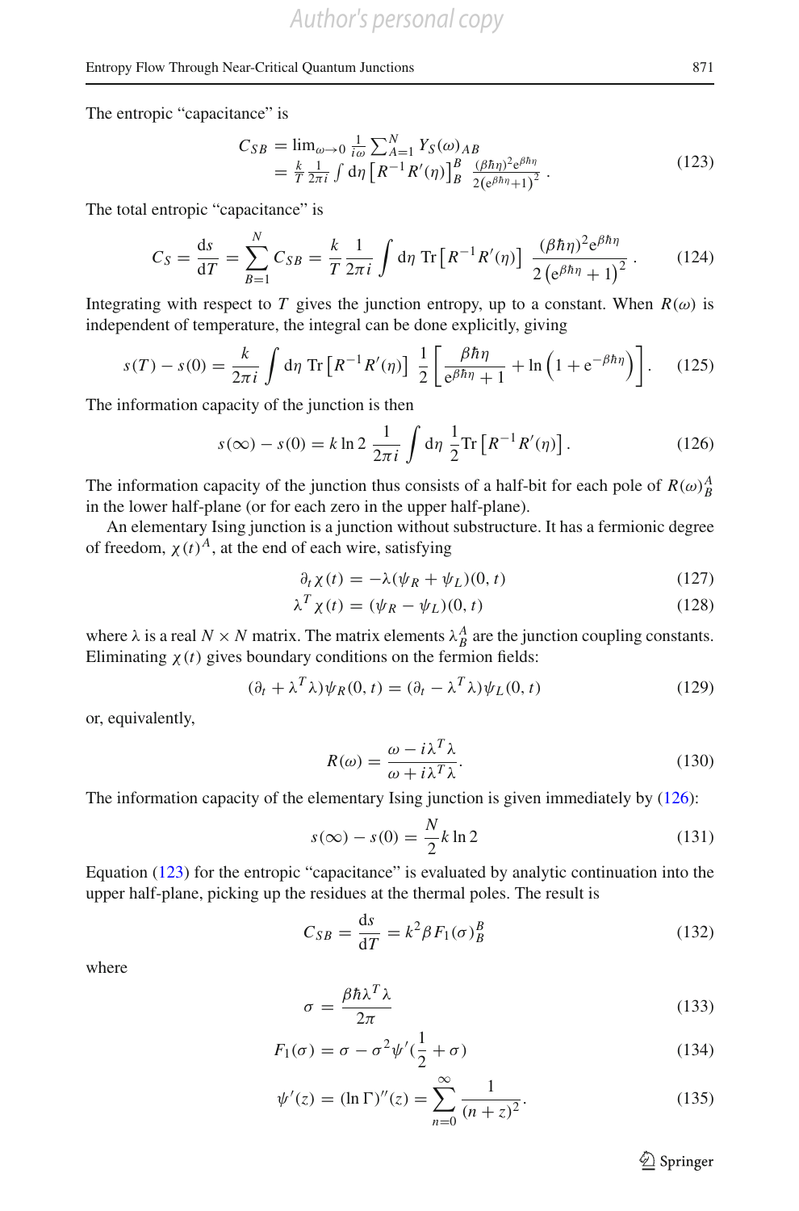The entropic "capacitance" is

$$
\begin{aligned}
C_{SB} &= \lim_{\omega\to 0} \frac{1}{i\omega} \sum_{A=1}^{N} Y_S(\omega)_{AB} \\
&= \frac{k}{T} \frac{1}{2\pi i} \int \mathrm{d}\eta \left[R^{-1}R'(\eta)\right]_B^B \frac{(\beta\hbar\eta)^2 \mathrm{e}^{\beta\hbar\eta}}{2\left(\mathrm{e}^{\beta\hbar\eta}+1\right)^2} .
\end{aligned} \tag{123}
$$

The total entropic "capacitance" is

$$
C_S = \frac{\mathrm{d}s}{\mathrm{d}T} = \sum_{B=1}^{N} C_{SB} = \frac{k}{T} \frac{1}{2\pi i} \int \mathrm{d}\eta \ \mathrm{Tr}\left[R^{-1}R'(\eta)\right] \frac{(\beta\hbar\eta)^2 \mathrm{e}^{\beta\hbar\eta}}{2\left(\mathrm{e}^{\beta\hbar\eta}+1\right)^2} . \tag{124}
$$

Integrating with respect to $T$ gives the junction entropy, up to a constant. When $R(\omega)$ is independent of temperature, the integral can be done explicitly, giving

$$
s(T) - s(0) = \frac{k}{2\pi i} \int \mathrm{d}\eta \ \mathrm{Tr}\left[R^{-1}R'(\eta)\right] \frac{1}{2}\left[\frac{\beta\hbar\eta}{\mathrm{e}^{\beta\hbar\eta}+1} + \ln\left(1+\mathrm{e}^{-\beta\hbar\eta}\right)\right]. \tag{125}
$$

The information capacity of the junction is then

$$
s(\infty) - s(0) = k \ln 2 \ \frac{1}{2\pi i} \int \mathrm{d}\eta \ \frac{1}{2} \mathrm{Tr}\left[R^{-1}R'(\eta)\right]. \tag{126}
$$

The information capacity of the junction thus consists of a half-bit for each pole of $R(\omega)_B^A$ in the lower half-plane (or for each zero in the upper half-plane).

An elementary Ising junction is a junction without substructure. It has a fermionic degree of freedom, $\chi(t)^A$, at the end of each wire, satisfying

$$
\partial_t \chi(t) = -\lambda(\psi_R + \psi_L)(0,t) \tag{127}
$$

$$
\lambda^T \chi(t) = (\psi_R - \psi_L)(0,t) \tag{128}
$$

where $\lambda$ is a real $N \times N$ matrix. The matrix elements $\lambda_B^A$ are the junction coupling constants. Eliminating $\chi(t)$ gives boundary conditions on the fermion fields:

$$
(\partial_t + \lambda^T\lambda)\psi_R(0,t) = (\partial_t - \lambda^T\lambda)\psi_L(0,t) \tag{129}
$$

or, equivalently,

$$
R(\omega) = \frac{\omega - i\lambda^T\lambda}{\omega + i\lambda^T\lambda}. \tag{130}
$$

The information capacity of the elementary Ising junction is given immediately by (126):

$$
s(\infty) - s(0) = \frac{N}{2} k \ln 2 \tag{131}
$$

Equation (123) for the entropic "capacitance" is evaluated by analytic continuation into the upper half-plane, picking up the residues at the thermal poles. The result is

$$
C_{SB} = \frac{\mathrm{d}s}{\mathrm{d}T} = k^2 \beta F_1(\sigma)_B^B \tag{132}
$$

where

$$
\sigma = \frac{\beta\hbar\lambda^T\lambda}{2\pi} \tag{133}
$$

$$
F_1(\sigma) = \sigma - \sigma^2 \psi'\left(\frac{1}{2} + \sigma\right) \tag{134}
$$

$$
\psi'(z) = (\ln\Gamma)''(z) = \sum_{n=0}^{\infty} \frac{1}{(n+z)^2}. \tag{135}
$$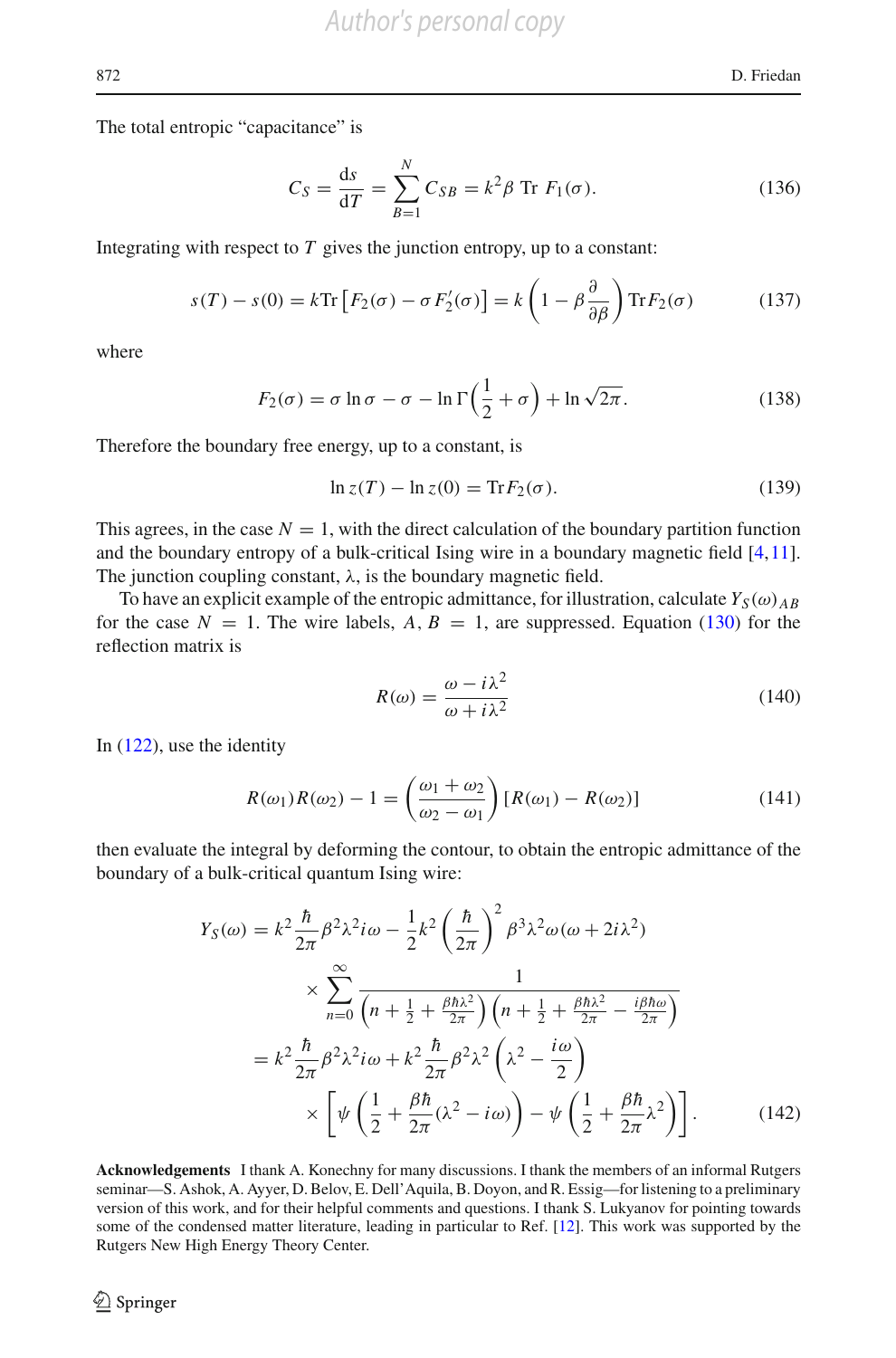The total entropic "capacitance" is

$$C_S = \frac{\mathrm{d}s}{\mathrm{d}T} = \sum_{B=1}^{N} C_{SB} = k^2 \beta \ \mathrm{Tr}\ F_1(\sigma). \tag{136}$$

Integrating with respect to $T$ gives the junction entropy, up to a constant:

$$s(T) - s(0) = k\mathrm{Tr}\left[F_2(\sigma) - \sigma F_2'(\sigma)\right] = k\left(1 - \beta\frac{\partial}{\partial\beta}\right)\mathrm{Tr} F_2(\sigma) \tag{137}$$

where

$$F_2(\sigma) = \sigma \ln \sigma - \sigma - \ln \Gamma\left(\frac{1}{2} + \sigma\right) + \ln \sqrt{2\pi}. \tag{138}$$

Therefore the boundary free energy, up to a constant, is

$$\ln z(T) - \ln z(0) = \mathrm{Tr} F_2(\sigma). \tag{139}$$

This agrees, in the case $N = 1$, with the direct calculation of the boundary partition function and the boundary entropy of a bulk-critical Ising wire in a boundary magnetic field [4,11]. The junction coupling constant, $\lambda$, is the boundary magnetic field.

To have an explicit example of the entropic admittance, for illustration, calculate $Y_S(\omega)_{AB}$ for the case $N = 1$. The wire labels, $A, B = 1$, are suppressed. Equation (130) for the reflection matrix is

$$R(\omega) = \frac{\omega - i\lambda^2}{\omega + i\lambda^2} \tag{140}$$

In (122), use the identity

$$R(\omega_1)R(\omega_2) - 1 = \left(\frac{\omega_1 + \omega_2}{\omega_2 - \omega_1}\right)[R(\omega_1) - R(\omega_2)] \tag{141}$$

then evaluate the integral by deforming the contour, to obtain the entropic admittance of the boundary of a bulk-critical quantum Ising wire:

$$\begin{aligned}
Y_S(\omega) &= k^2 \frac{\hbar}{2\pi}\beta^2\lambda^2 i\omega - \frac{1}{2}k^2\left(\frac{\hbar}{2\pi}\right)^2 \beta^3 \lambda^2 \omega(\omega + 2i\lambda^2) \\
&\quad \times \sum_{n=0}^{\infty} \frac{1}{\left(n + \frac{1}{2} + \frac{\beta\hbar\lambda^2}{2\pi}\right)\left(n + \frac{1}{2} + \frac{\beta\hbar\lambda^2}{2\pi} - \frac{i\beta\hbar\omega}{2\pi}\right)} \\
&= k^2 \frac{\hbar}{2\pi}\beta^2\lambda^2 i\omega + k^2\frac{\hbar}{2\pi}\beta^2\lambda^2\left(\lambda^2 - \frac{i\omega}{2}\right) \\
&\quad \times \left[\psi\left(\frac{1}{2} + \frac{\beta\hbar}{2\pi}(\lambda^2 - i\omega)\right) - \psi\left(\frac{1}{2} + \frac{\beta\hbar}{2\pi}\lambda^2\right)\right].
\end{aligned} \tag{142}$$

**Acknowledgements** I thank A. Konechny for many discussions. I thank the members of an informal Rutgers seminar—S. Ashok, A. Ayyer, D. Belov, E. Dell'Aquila, B. Doyon, and R. Essig—for listening to a preliminary version of this work, and for their helpful comments and questions. I thank S. Lukyanov for pointing towards some of the condensed matter literature, leading in particular to Ref. [12]. This work was supported by the Rutgers New High Energy Theory Center.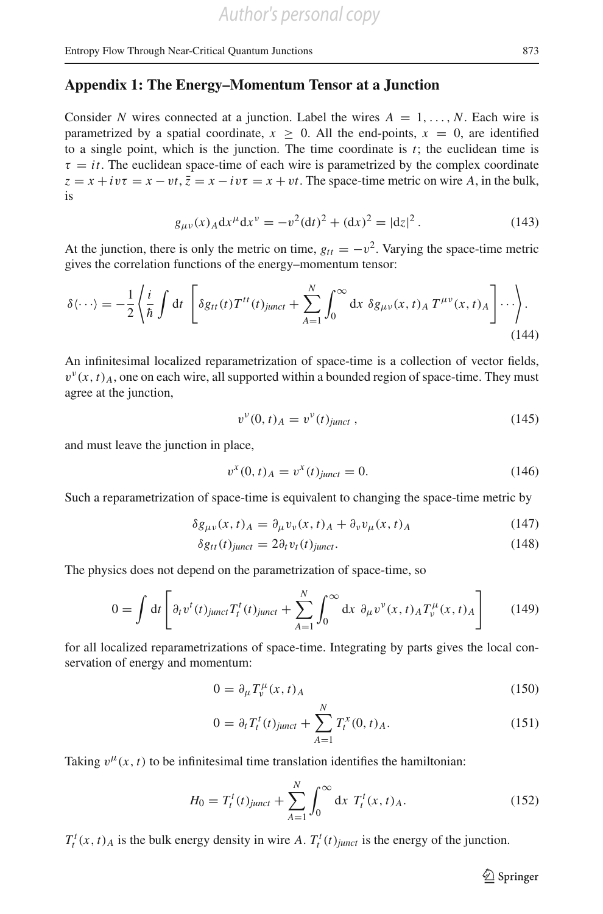## Appendix 1: The Energy–Momentum Tensor at a Junction

Consider $N$ wires connected at a junction. Label the wires $A = 1, \ldots, N$. Each wire is parametrized by a spatial coordinate, $x \geq 0$. All the end-points, $x = 0$, are identified to a single point, which is the junction. The time coordinate is $t$; the euclidean time is $\tau = it$. The euclidean space-time of each wire is parametrized by the complex coordinate $z = x + iv\tau = x - vt$, $\bar{z} = x - iv\tau = x + vt$. The space-time metric on wire $A$, in the bulk, is

$$g_{\mu\nu}(x)_A \mathrm{d}x^\mu \mathrm{d}x^\nu = -v^2(\mathrm{d}t)^2 + (\mathrm{d}x)^2 = |\mathrm{d}z|^2 . \tag{143}$$

At the junction, there is only the metric on time, $g_{tt} = -v^2$. Varying the space-time metric gives the correlation functions of the energy–momentum tensor:

$$\delta\langle\cdots\rangle = -\frac{1}{2}\left\langle \frac{i}{\hbar}\int \mathrm{d}t \left[\delta g_{tt}(t) T^{tt}(t)_{junct} + \sum_{A=1}^{N}\int_0^\infty \mathrm{d}x\ \delta g_{\mu\nu}(x,t)_A\, T^{\mu\nu}(x,t)_A\right]\cdots\right\rangle . \tag{144}$$

An infinitesimal localized reparametrization of space-time is a collection of vector fields, $v^\nu(x,t)_A$, one on each wire, all supported within a bounded region of space-time. They must agree at the junction,

$$v^\nu(0,t)_A = v^\nu(t)_{junct} , \tag{145}$$

and must leave the junction in place,

$$v^x(0,t)_A = v^x(t)_{junct} = 0. \tag{146}$$

Such a reparametrization of space-time is equivalent to changing the space-time metric by

$$\delta g_{\mu\nu}(x,t)_A = \partial_\mu v_\nu(x,t)_A + \partial_\nu v_\mu(x,t)_A \tag{147}$$

$$\delta g_{tt}(t)_{junct} = 2\partial_t v_t(t)_{junct}. \tag{148}$$

The physics does not depend on the parametrization of space-time, so

$$0 = \int \mathrm{d}t \left[\partial_t v^t(t)_{junct} T_t^t(t)_{junct} + \sum_{A=1}^{N}\int_0^\infty \mathrm{d}x\ \partial_\mu v^\nu(x,t)_A T_\nu^\mu(x,t)_A\right] \tag{149}$$

for all localized reparametrizations of space-time. Integrating by parts gives the local conservation of energy and momentum:

$$0 = \partial_\mu T_\nu^\mu(x,t)_A \tag{150}$$

$$0 = \partial_t T_t^t(t)_{junct} + \sum_{A=1}^{N} T_t^x(0,t)_A. \tag{151}$$

Taking $v^\mu(x,t)$ to be infinitesimal time translation identifies the hamiltonian:

$$H_0 = T_t^t(t)_{junct} + \sum_{A=1}^{N}\int_0^\infty \mathrm{d}x\ T_t^t(x,t)_A. \tag{152}$$

$T_t^t(x,t)_A$ is the bulk energy density in wire $A$. $T_t^t(t)_{junct}$ is the energy of the junction.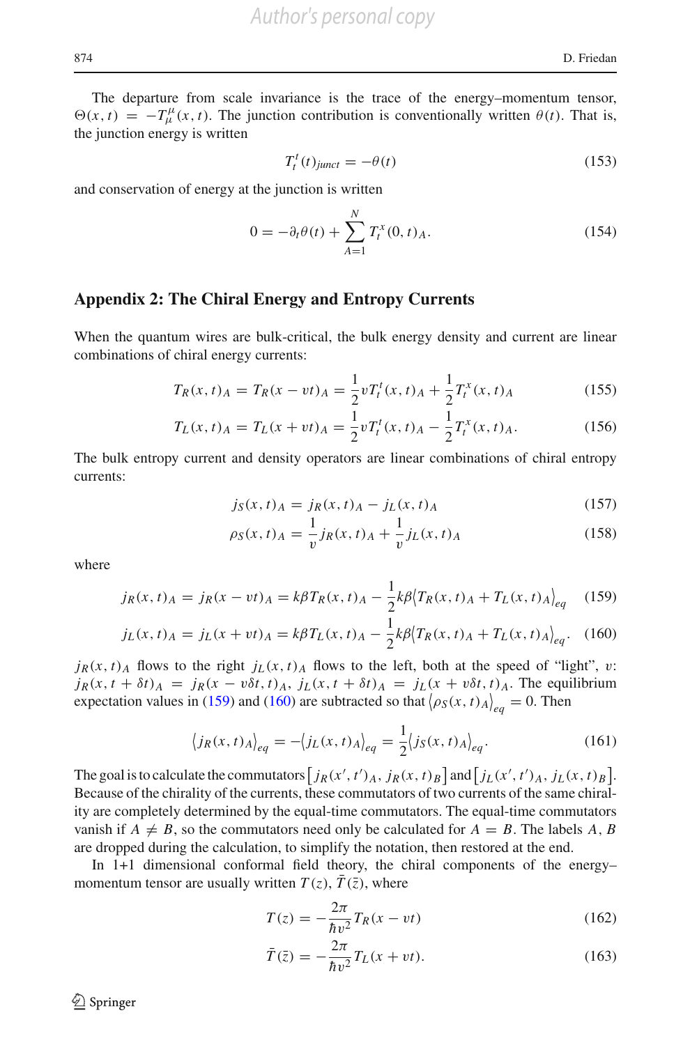The departure from scale invariance is the trace of the energy–momentum tensor, $\Theta(x,t) = -T^{\mu}_{\mu}(x,t)$. The junction contribution is conventionally written $\theta(t)$. That is, the junction energy is written

$$T^t_t(t)_{junct} = -\theta(t) \tag{153}$$

and conservation of energy at the junction is written

$$0 = -\partial_t \theta(t) + \sum_{A=1}^{N} T^x_t(0,t)_A. \tag{154}$$

## Appendix 2: The Chiral Energy and Entropy Currents

When the quantum wires are bulk-critical, the bulk energy density and current are linear combinations of chiral energy currents:

$$T_R(x,t)_A = T_R(x - vt)_A = \frac{1}{2} v T^t_t(x,t)_A + \frac{1}{2} T^x_t(x,t)_A \tag{155}$$

$$T_L(x,t)_A = T_L(x + vt)_A = \frac{1}{2} v T^t_t(x,t)_A - \frac{1}{2} T^x_t(x,t)_A. \tag{156}$$

The bulk entropy current and density operators are linear combinations of chiral entropy currents:

$$j_S(x,t)_A = j_R(x,t)_A - j_L(x,t)_A \tag{157}$$

$$\rho_S(x,t)_A = \frac{1}{v} j_R(x,t)_A + \frac{1}{v} j_L(x,t)_A \tag{158}$$

where

$$j_R(x,t)_A = j_R(x - vt)_A = k\beta T_R(x,t)_A - \frac{1}{2} k\beta \left\langle T_R(x,t)_A + T_L(x,t)_A \right\rangle_{eq} \tag{159}$$

$$j_L(x,t)_A = j_L(x + vt)_A = k\beta T_L(x,t)_A - \frac{1}{2} k\beta \left\langle T_R(x,t)_A + T_L(x,t)_A \right\rangle_{eq}. \tag{160}$$

$j_R(x,t)_A$ flows to the right $j_L(x,t)_A$ flows to the left, both at the speed of "light", $v$: $j_R(x, t + \delta t)_A = j_R(x - v\delta t, t)_A$, $j_L(x, t + \delta t)_A = j_L(x + v\delta t, t)_A$. The equilibrium expectation values in (159) and (160) are subtracted so that $\left\langle \rho_S(x,t)_A \right\rangle_{eq} = 0$. Then

$$\left\langle j_R(x,t)_A \right\rangle_{eq} = -\left\langle j_L(x,t)_A \right\rangle_{eq} = \frac{1}{2} \left\langle j_S(x,t)_A \right\rangle_{eq}. \tag{161}$$

The goal is to calculate the commutators $\left[ j_R(x',t')_A,\, j_R(x,t)_B \right]$ and $\left[ j_L(x',t')_A,\, j_L(x,t)_B \right]$. Because of the chirality of the currents, these commutators of two currents of the same chirality are completely determined by the equal-time commutators. The equal-time commutators vanish if $A \neq B$, so the commutators need only be calculated for $A = B$. The labels $A$, $B$ are dropped during the calculation, to simplify the notation, then restored at the end.

In 1+1 dimensional conformal field theory, the chiral components of the energy–momentum tensor are usually written $T(z)$, $\bar{T}(\bar{z})$, where

$$T(z) = -\frac{2\pi}{\hbar v^2} T_R(x - vt) \tag{162}$$

$$\bar{T}(\bar{z}) = -\frac{2\pi}{\hbar v^2} T_L(x + vt). \tag{163}$$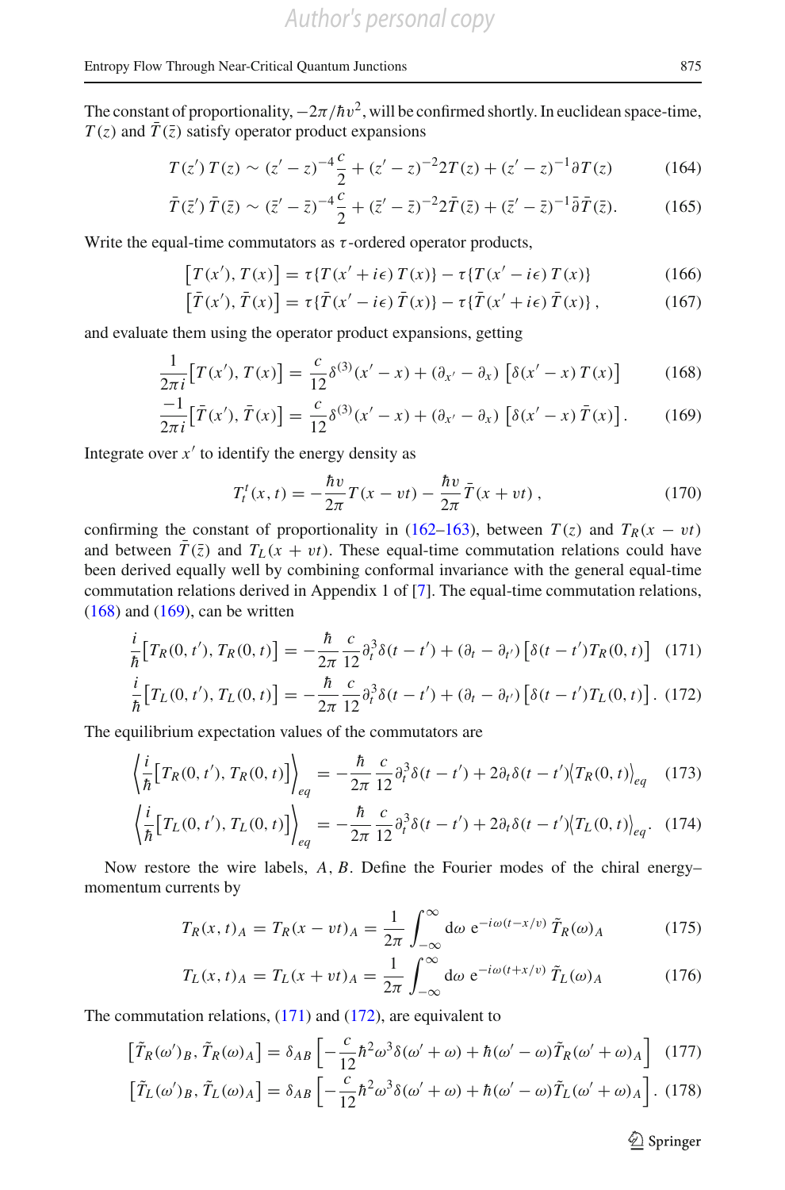The constant of proportionality, $-2\pi/\hbar v^2$, will be confirmed shortly. In euclidean space-time, $T(z)$ and $\bar{T}(\bar{z})$ satisfy operator product expansions

$$T(z')\,T(z) \sim (z'-z)^{-4}\frac{c}{2} + (z'-z)^{-2}2T(z) + (z'-z)^{-1}\partial T(z) \tag{164}$$

$$\bar{T}(\bar{z}')\,\bar{T}(\bar{z}) \sim (\bar{z}'-\bar{z})^{-4}\frac{c}{2} + (\bar{z}'-\bar{z})^{-2}2\bar{T}(\bar{z}) + (\bar{z}'-\bar{z})^{-1}\bar{\partial}\bar{T}(\bar{z}). \tag{165}$$

Write the equal-time commutators as $\tau$-ordered operator products,

$$\left[T(x'), T(x)\right] = \tau\{T(x'+i\epsilon)\,T(x)\} - \tau\{T(x'-i\epsilon)\,T(x)\} \tag{166}$$

$$\left[\bar{T}(x'), \bar{T}(x)\right] = \tau\{\bar{T}(x'-i\epsilon)\,\bar{T}(x)\} - \tau\{\bar{T}(x'+i\epsilon)\,\bar{T}(x)\}\,, \tag{167}$$

and evaluate them using the operator product expansions, getting

$$\frac{1}{2\pi i}\left[T(x'), T(x)\right] = \frac{c}{12}\delta^{(3)}(x'-x) + (\partial_{x'} - \partial_x)\left[\delta(x'-x)\,T(x)\right] \tag{168}$$

$$\frac{-1}{2\pi i}\left[\bar{T}(x'), \bar{T}(x)\right] = \frac{c}{12}\delta^{(3)}(x'-x) + (\partial_{x'} - \partial_x)\left[\delta(x'-x)\,\bar{T}(x)\right]. \tag{169}$$

Integrate over $x'$ to identify the energy density as

$$T^t_t(x,t) = -\frac{\hbar v}{2\pi}T(x-vt) - \frac{\hbar v}{2\pi}\bar{T}(x+vt)\,, \tag{170}$$

confirming the constant of proportionality in (162–163), between $T(z)$ and $T_R(x-vt)$ and between $\bar{T}(\bar{z})$ and $T_L(x+vt)$. These equal-time commutation relations could have been derived equally well by combining conformal invariance with the general equal-time commutation relations derived in Appendix 1 of [7]. The equal-time commutation relations, (168) and (169), can be written

$$\frac{i}{\hbar}\left[T_R(0,t'), T_R(0,t)\right] = -\frac{\hbar}{2\pi}\frac{c}{12}\partial_t^3\delta(t-t') + (\partial_t - \partial_{t'})\left[\delta(t-t')T_R(0,t)\right] \tag{171}$$

$$\frac{i}{\hbar}\left[T_L(0,t'), T_L(0,t)\right] = -\frac{\hbar}{2\pi}\frac{c}{12}\partial_t^3\delta(t-t') + (\partial_t - \partial_{t'})\left[\delta(t-t')T_L(0,t)\right]. \tag{172}$$

The equilibrium expectation values of the commutators are

$$\left\langle\frac{i}{\hbar}\left[T_R(0,t'), T_R(0,t)\right]\right\rangle_{eq} = -\frac{\hbar}{2\pi}\frac{c}{12}\partial_t^3\delta(t-t') + 2\partial_t\delta(t-t')\langle T_R(0,t)\rangle_{eq} \tag{173}$$

$$\left\langle\frac{i}{\hbar}\left[T_L(0,t'), T_L(0,t)\right]\right\rangle_{eq} = -\frac{\hbar}{2\pi}\frac{c}{12}\partial_t^3\delta(t-t') + 2\partial_t\delta(t-t')\langle T_L(0,t)\rangle_{eq}. \tag{174}$$

Now restore the wire labels, $A, B$. Define the Fourier modes of the chiral energy–momentum currents by

$$T_R(x,t)_A = T_R(x-vt)_A = \frac{1}{2\pi}\int_{-\infty}^{\infty}\mathrm{d}\omega\;\mathrm{e}^{-i\omega(t-x/v)}\,\tilde{T}_R(\omega)_A \tag{175}$$

$$T_L(x,t)_A = T_L(x+vt)_A = \frac{1}{2\pi}\int_{-\infty}^{\infty}\mathrm{d}\omega\;\mathrm{e}^{-i\omega(t+x/v)}\,\tilde{T}_L(\omega)_A \tag{176}$$

The commutation relations, (171) and (172), are equivalent to

$$\left[\tilde{T}_R(\omega')_B, \tilde{T}_R(\omega)_A\right] = \delta_{AB}\left[-\frac{c}{12}\hbar^2\omega^3\delta(\omega'+\omega) + \hbar(\omega'-\omega)\tilde{T}_R(\omega'+\omega)_A\right] \tag{177}$$

$$\left[\tilde{T}_L(\omega')_B, \tilde{T}_L(\omega)_A\right] = \delta_{AB}\left[-\frac{c}{12}\hbar^2\omega^3\delta(\omega'+\omega) + \hbar(\omega'-\omega)\tilde{T}_L(\omega'+\omega)_A\right]. \tag{178}$$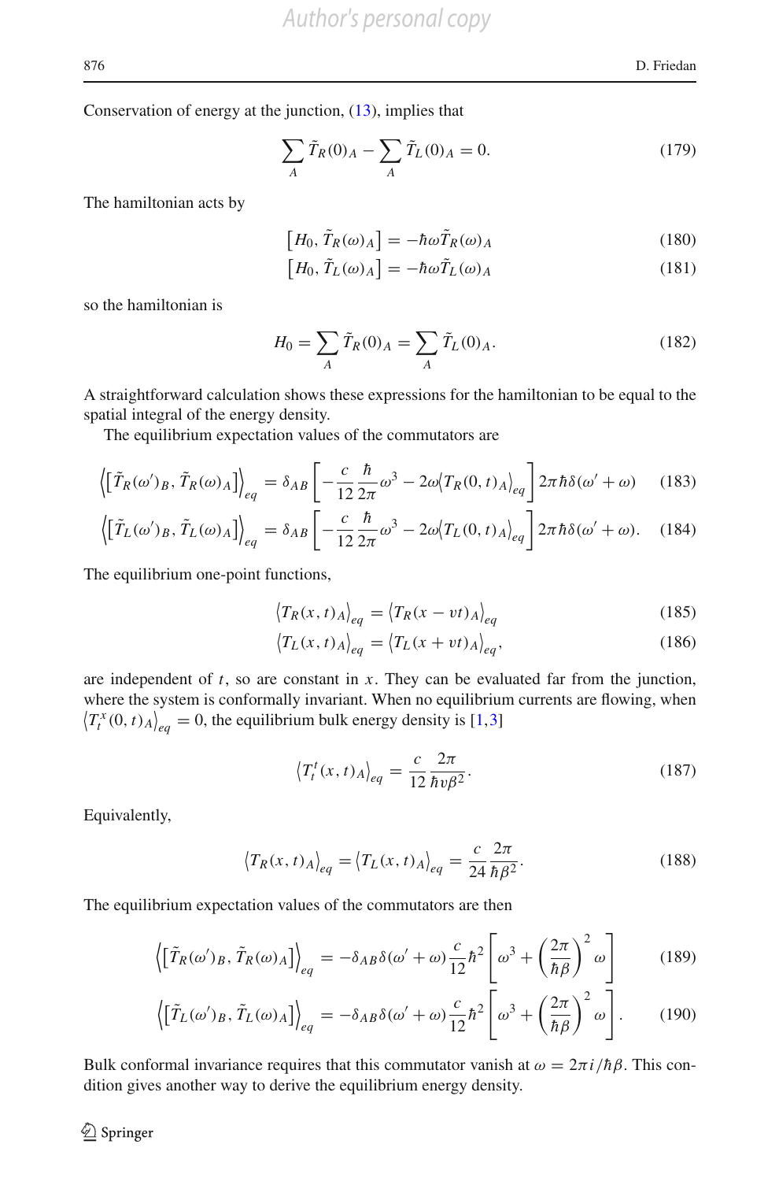Conservation of energy at the junction, (13), implies that

$$\sum_A \tilde{T}_R(0)_A - \sum_A \tilde{T}_L(0)_A = 0. \tag{179}$$

The hamiltonian acts by

$$\left[H_0, \tilde{T}_R(\omega)_A\right] = -\hbar\omega \tilde{T}_R(\omega)_A \tag{180}$$

$$\left[H_0, \tilde{T}_L(\omega)_A\right] = -\hbar\omega \tilde{T}_L(\omega)_A \tag{181}$$

so the hamiltonian is

$$H_0 = \sum_A \tilde{T}_R(0)_A = \sum_A \tilde{T}_L(0)_A. \tag{182}$$

A straightforward calculation shows these expressions for the hamiltonian to be equal to the spatial integral of the energy density.

The equilibrium expectation values of the commutators are

$$\left\langle \left[\tilde{T}_R(\omega')_B, \tilde{T}_R(\omega)_A\right]\right\rangle_{eq} = \delta_{AB}\left[-\frac{c}{12}\frac{\hbar}{2\pi}\omega^3 - 2\omega\left\langle T_R(0,t)_A\right\rangle_{eq}\right] 2\pi\hbar\delta(\omega'+\omega) \tag{183}$$

$$\left\langle \left[\tilde{T}_L(\omega')_B, \tilde{T}_L(\omega)_A\right]\right\rangle_{eq} = \delta_{AB}\left[-\frac{c}{12}\frac{\hbar}{2\pi}\omega^3 - 2\omega\left\langle T_L(0,t)_A\right\rangle_{eq}\right] 2\pi\hbar\delta(\omega'+\omega). \tag{184}$$

The equilibrium one-point functions,

$$\left\langle T_R(x,t)_A\right\rangle_{eq} = \left\langle T_R(x-vt)_A\right\rangle_{eq} \tag{185}$$

$$\left\langle T_L(x,t)_A\right\rangle_{eq} = \left\langle T_L(x+vt)_A\right\rangle_{eq}, \tag{186}$$

are independent of $t$, so are constant in $x$. They can be evaluated far from the junction, where the system is conformally invariant. When no equilibrium currents are flowing, when $\left\langle T^x_t(0,t)_A\right\rangle_{eq} = 0$, the equilibrium bulk energy density is [1,3]

$$\left\langle T^t_t(x,t)_A\right\rangle_{eq} = \frac{c}{12}\frac{2\pi}{\hbar v \beta^2}. \tag{187}$$

Equivalently,

$$\left\langle T_R(x,t)_A\right\rangle_{eq} = \left\langle T_L(x,t)_A\right\rangle_{eq} = \frac{c}{24}\frac{2\pi}{\hbar\beta^2}. \tag{188}$$

The equilibrium expectation values of the commutators are then

$$\left\langle \left[\tilde{T}_R(\omega')_B, \tilde{T}_R(\omega)_A\right]\right\rangle_{eq} = -\delta_{AB}\delta(\omega'+\omega)\frac{c}{12}\hbar^2\left[\omega^3 + \left(\frac{2\pi}{\hbar\beta}\right)^2\omega\right] \tag{189}$$

$$\left\langle \left[\tilde{T}_L(\omega')_B, \tilde{T}_L(\omega)_A\right]\right\rangle_{eq} = -\delta_{AB}\delta(\omega'+\omega)\frac{c}{12}\hbar^2\left[\omega^3 + \left(\frac{2\pi}{\hbar\beta}\right)^2\omega\right]. \tag{190}$$

Bulk conformal invariance requires that this commutator vanish at $\omega = 2\pi i/\hbar\beta$. This condition gives another way to derive the equilibrium energy density.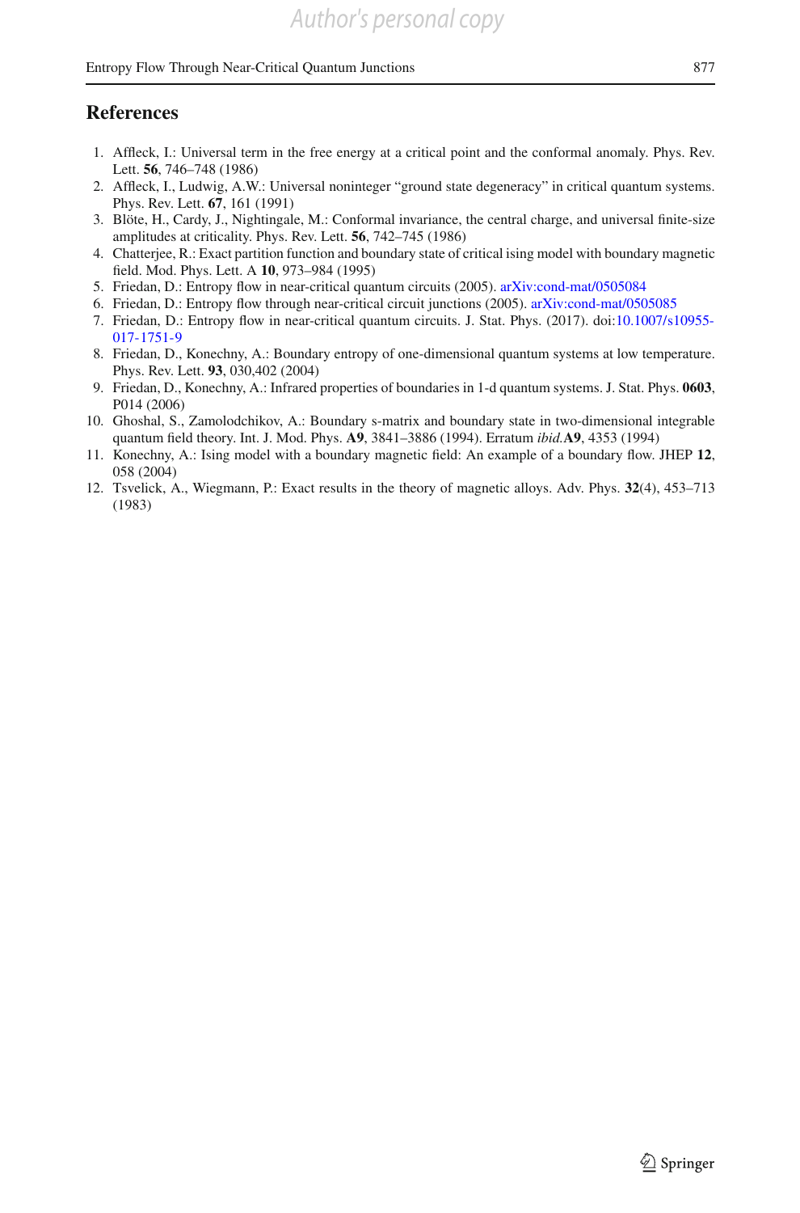## References

1. Affleck, I.: Universal term in the free energy at a critical point and the conformal anomaly. Phys. Rev. Lett. **56**, 746–748 (1986)
2. Affleck, I., Ludwig, A.W.: Universal noninteger "ground state degeneracy" in critical quantum systems. Phys. Rev. Lett. **67**, 161 (1991)
3. Blöte, H., Cardy, J., Nightingale, M.: Conformal invariance, the central charge, and universal finite-size amplitudes at criticality. Phys. Rev. Lett. **56**, 742–745 (1986)
4. Chatterjee, R.: Exact partition function and boundary state of critical ising model with boundary magnetic field. Mod. Phys. Lett. A **10**, 973–984 (1995)
5. Friedan, D.: Entropy flow in near-critical quantum circuits (2005). arXiv:cond-mat/0505084
6. Friedan, D.: Entropy flow through near-critical circuit junctions (2005). arXiv:cond-mat/0505085
7. Friedan, D.: Entropy flow in near-critical quantum circuits. J. Stat. Phys. (2017). doi:10.1007/s10955-017-1751-9
8. Friedan, D., Konechny, A.: Boundary entropy of one-dimensional quantum systems at low temperature. Phys. Rev. Lett. **93**, 030,402 (2004)
9. Friedan, D., Konechny, A.: Infrared properties of boundaries in 1-d quantum systems. J. Stat. Phys. **0603**, P014 (2006)
10. Ghoshal, S., Zamolodchikov, A.: Boundary s-matrix and boundary state in two-dimensional integrable quantum field theory. Int. J. Mod. Phys. **A9**, 3841–3886 (1994). Erratum *ibid.* **A9**, 4353 (1994)
11. Konechny, A.: Ising model with a boundary magnetic field: An example of a boundary flow. JHEP **12**, 058 (2004)
12. Tsvelick, A., Wiegmann, P.: Exact results in the theory of magnetic alloys. Adv. Phys. **32**(4), 453–713 (1983)